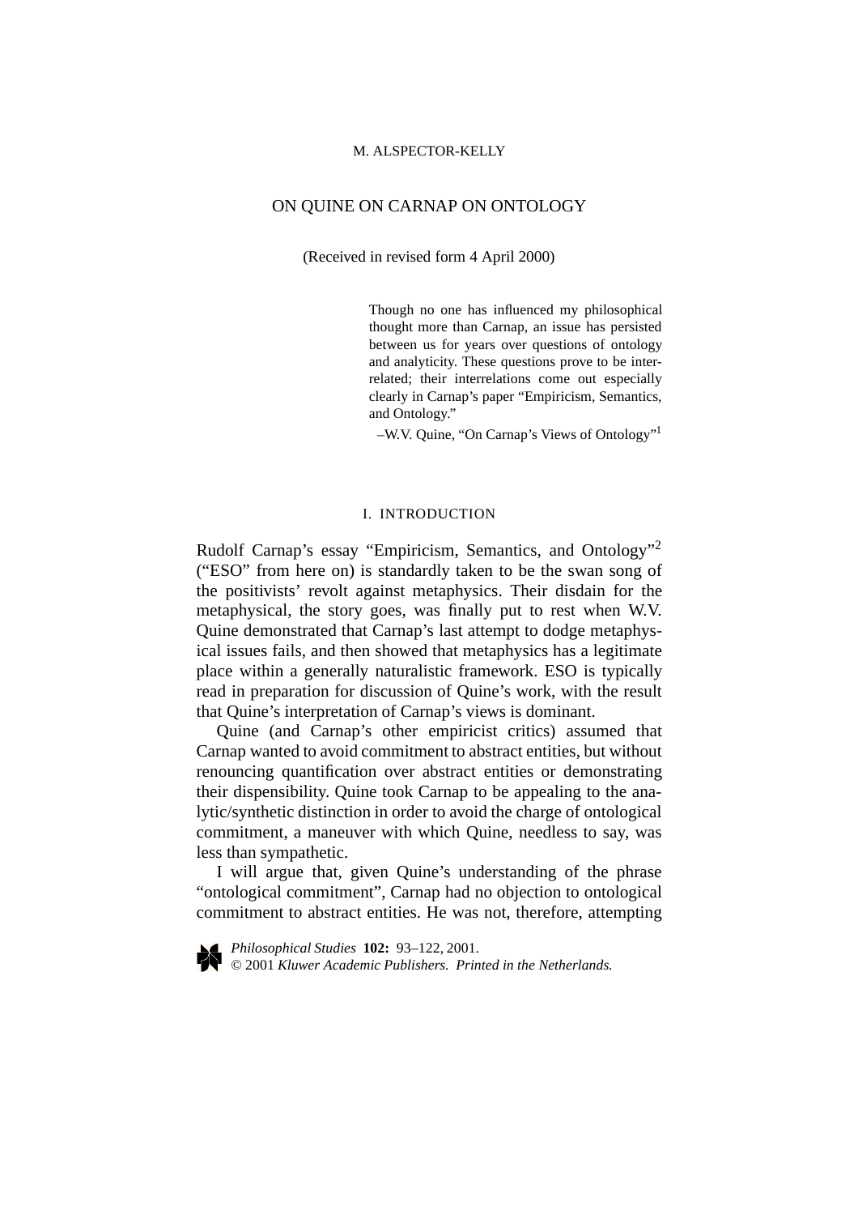M. ALSPECTOR-KELLY

# ON QUINE ON CARNAP ON ONTOLOGY

(Received in revised form 4 April 2000)

> Though no one has influenced my philosophical thought more than Carnap, an issue has persisted between us for years over questions of ontology and analyticity. These questions prove to be interrelated; their interrelations come out especially clearly in Carnap's paper "Empiricism, Semantics, and Ontology."
>
> –W.V. Quine, "On Carnap's Views of Ontology"[1]

## I. INTRODUCTION

Rudolf Carnap's essay "Empiricism, Semantics, and Ontology"[2] ("ESO" from here on) is standardly taken to be the swan song of the positivists' revolt against metaphysics. Their disdain for the metaphysical, the story goes, was finally put to rest when W.V. Quine demonstrated that Carnap's last attempt to dodge metaphysical issues fails, and then showed that metaphysics has a legitimate place within a generally naturalistic framework. ESO is typically read in preparation for discussion of Quine's work, with the result that Quine's interpretation of Carnap's views is dominant.

Quine (and Carnap's other empiricist critics) assumed that Carnap wanted to avoid commitment to abstract entities, but without renouncing quantification over abstract entities or demonstrating their dispensability. Quine took Carnap to be appealing to the analytic/synthetic distinction in order to avoid the charge of ontological commitment, a maneuver with which Quine, needless to say, was less than sympathetic.

I will argue that, given Quine's understanding of the phrase "ontological commitment", Carnap had no objection to ontological commitment to abstract entities. He was not, therefore, attempting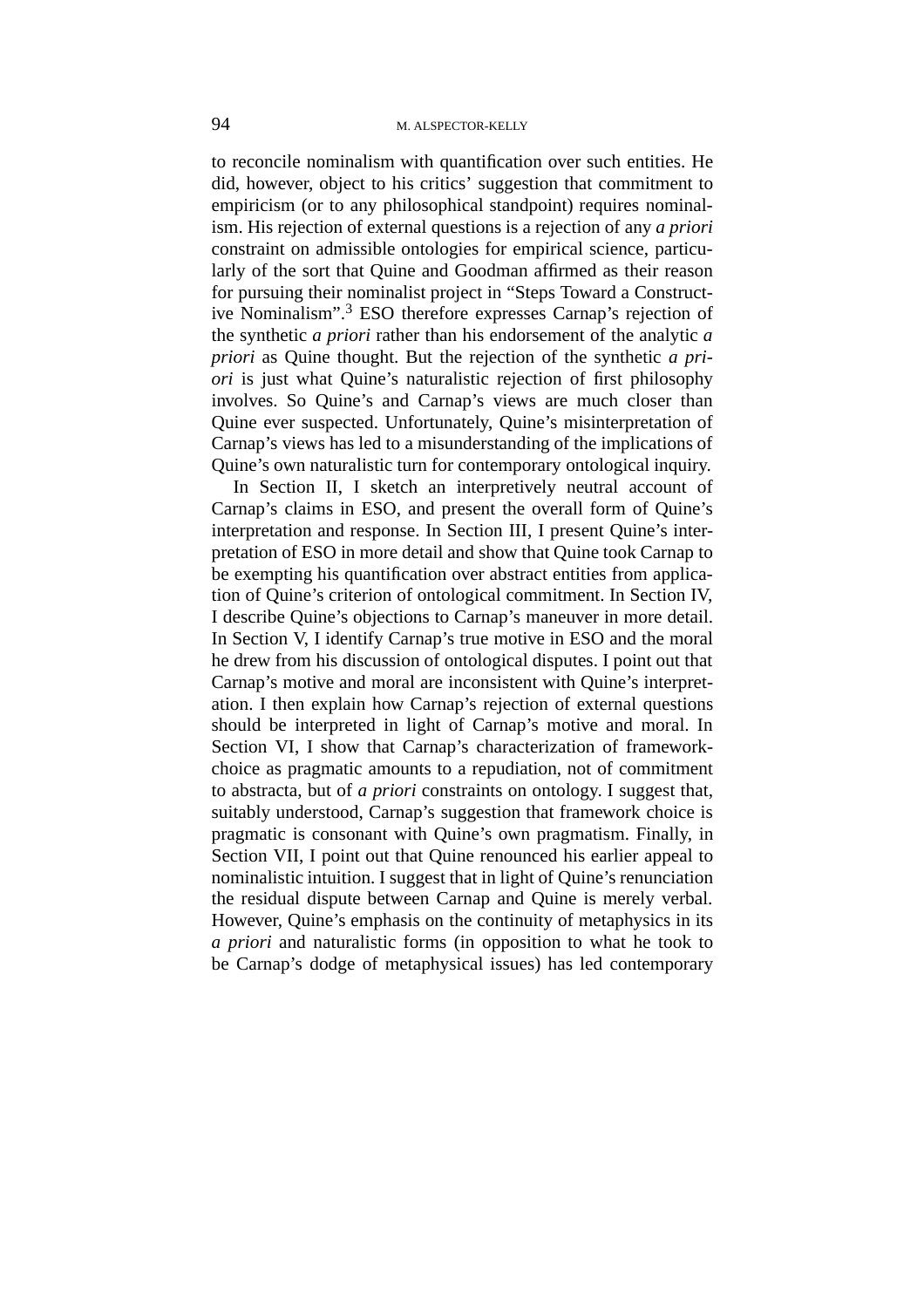to reconcile nominalism with quantification over such entities. He did, however, object to his critics' suggestion that commitment to empiricism (or to any philosophical standpoint) requires nominalism. His rejection of external questions is a rejection of any *a priori* constraint on admissible ontologies for empirical science, particularly of the sort that Quine and Goodman affirmed as their reason for pursuing their nominalist project in "Steps Toward a Constructive Nominalism".[3] ESO therefore expresses Carnap's rejection of the synthetic *a priori* rather than his endorsement of the analytic *a priori* as Quine thought. But the rejection of the synthetic *a priori* is just what Quine's naturalistic rejection of first philosophy involves. So Quine's and Carnap's views are much closer than Quine ever suspected. Unfortunately, Quine's misinterpretation of Carnap's views has led to a misunderstanding of the implications of Quine's own naturalistic turn for contemporary ontological inquiry.

In Section II, I sketch an interpretively neutral account of Carnap's claims in ESO, and present the overall form of Quine's interpretation and response. In Section III, I present Quine's interpretation of ESO in more detail and show that Quine took Carnap to be exempting his quantification over abstract entities from application of Quine's criterion of ontological commitment. In Section IV, I describe Quine's objections to Carnap's maneuver in more detail. In Section V, I identify Carnap's true motive in ESO and the moral he drew from his discussion of ontological disputes. I point out that Carnap's motive and moral are inconsistent with Quine's interpretation. I then explain how Carnap's rejection of external questions should be interpreted in light of Carnap's motive and moral. In Section VI, I show that Carnap's characterization of framework-choice as pragmatic amounts to a repudiation, not of commitment to abstracta, but of *a priori* constraints on ontology. I suggest that, suitably understood, Carnap's suggestion that framework choice is pragmatic is consonant with Quine's own pragmatism. Finally, in Section VII, I point out that Quine renounced his earlier appeal to nominalistic intuition. I suggest that in light of Quine's renunciation the residual dispute between Carnap and Quine is merely verbal. However, Quine's emphasis on the continuity of metaphysics in its *a priori* and naturalistic forms (in opposition to what he took to be Carnap's dodge of metaphysical issues) has led contemporary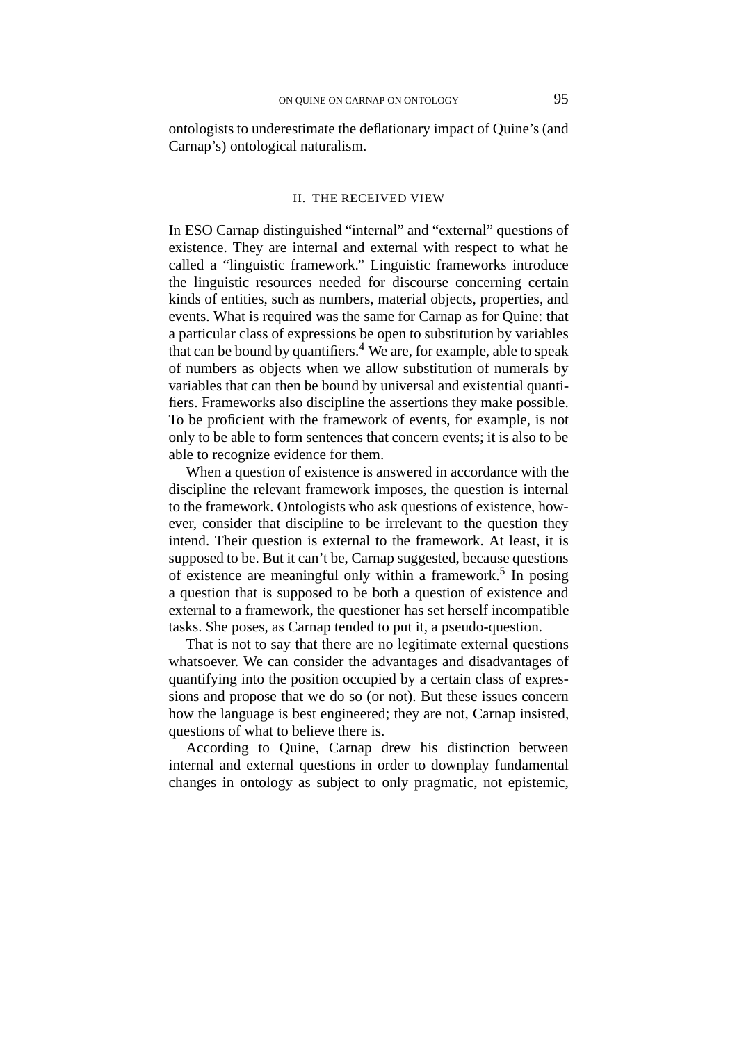ontologists to underestimate the deflationary impact of Quine's (and Carnap's) ontological naturalism.

## II. THE RECEIVED VIEW

In ESO Carnap distinguished "internal" and "external" questions of existence. They are internal and external with respect to what he called a "linguistic framework." Linguistic frameworks introduce the linguistic resources needed for discourse concerning certain kinds of entities, such as numbers, material objects, properties, and events. What is required was the same for Carnap as for Quine: that a particular class of expressions be open to substitution by variables that can be bound by quantifiers.[4] We are, for example, able to speak of numbers as objects when we allow substitution of numerals by variables that can then be bound by universal and existential quantifiers. Frameworks also discipline the assertions they make possible. To be proficient with the framework of events, for example, is not only to be able to form sentences that concern events; it is also to be able to recognize evidence for them.

When a question of existence is answered in accordance with the discipline the relevant framework imposes, the question is internal to the framework. Ontologists who ask questions of existence, however, consider that discipline to be irrelevant to the question they intend. Their question is external to the framework. At least, it is supposed to be. But it can't be, Carnap suggested, because questions of existence are meaningful only within a framework.[5] In posing a question that is supposed to be both a question of existence and external to a framework, the questioner has set herself incompatible tasks. She poses, as Carnap tended to put it, a pseudo-question.

That is not to say that there are no legitimate external questions whatsoever. We can consider the advantages and disadvantages of quantifying into the position occupied by a certain class of expressions and propose that we do so (or not). But these issues concern how the language is best engineered; they are not, Carnap insisted, questions of what to believe there is.

According to Quine, Carnap drew his distinction between internal and external questions in order to downplay fundamental changes in ontology as subject to only pragmatic, not epistemic,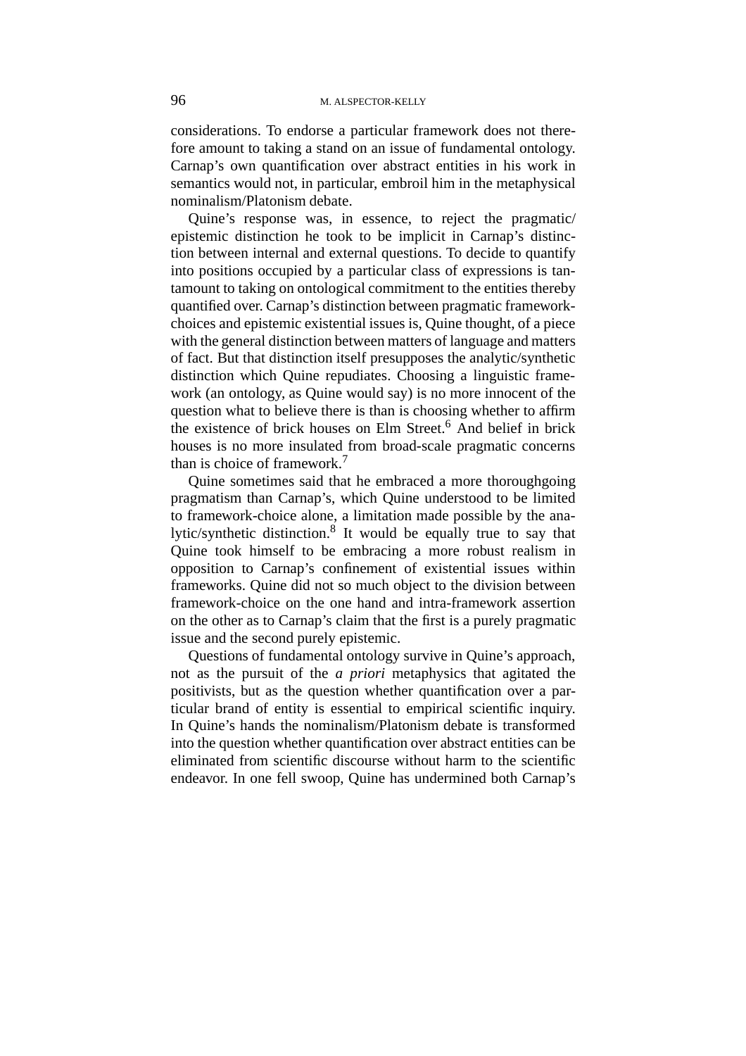considerations. To endorse a particular framework does not therefore amount to taking a stand on an issue of fundamental ontology. Carnap's own quantification over abstract entities in his work in semantics would not, in particular, embroil him in the metaphysical nominalism/Platonism debate.

Quine's response was, in essence, to reject the pragmatic/epistemic distinction he took to be implicit in Carnap's distinction between internal and external questions. To decide to quantify into positions occupied by a particular class of expressions is tantamount to taking on ontological commitment to the entities thereby quantified over. Carnap's distinction between pragmatic framework-choices and epistemic existential issues is, Quine thought, of a piece with the general distinction between matters of language and matters of fact. But that distinction itself presupposes the analytic/synthetic distinction which Quine repudiates. Choosing a linguistic framework (an ontology, as Quine would say) is no more innocent of the question what to believe there is than is choosing whether to affirm the existence of brick houses on Elm Street.[6] And belief in brick houses is no more insulated from broad-scale pragmatic concerns than is choice of framework.[7]

Quine sometimes said that he embraced a more thoroughgoing pragmatism than Carnap's, which Quine understood to be limited to framework-choice alone, a limitation made possible by the analytic/synthetic distinction.[8] It would be equally true to say that Quine took himself to be embracing a more robust realism in opposition to Carnap's confinement of existential issues within frameworks. Quine did not so much object to the division between framework-choice on the one hand and intra-framework assertion on the other as to Carnap's claim that the first is a purely pragmatic issue and the second purely epistemic.

Questions of fundamental ontology survive in Quine's approach, not as the pursuit of the *a priori* metaphysics that agitated the positivists, but as the question whether quantification over a particular brand of entity is essential to empirical scientific inquiry. In Quine's hands the nominalism/Platonism debate is transformed into the question whether quantification over abstract entities can be eliminated from scientific discourse without harm to the scientific endeavor. In one fell swoop, Quine has undermined both Carnap's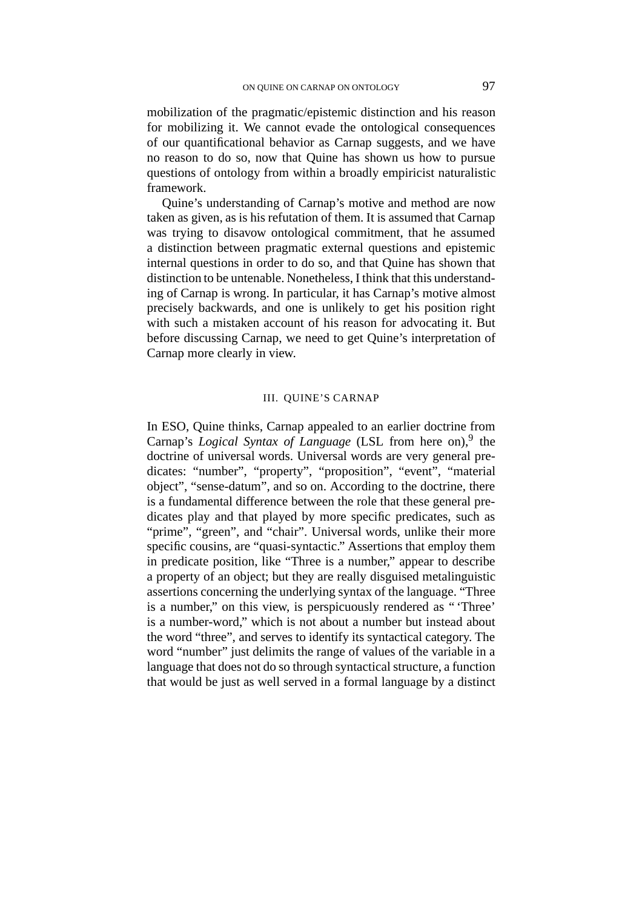mobilization of the pragmatic/epistemic distinction and his reason for mobilizing it. We cannot evade the ontological consequences of our quantificational behavior as Carnap suggests, and we have no reason to do so, now that Quine has shown us how to pursue questions of ontology from within a broadly empiricist naturalistic framework.

Quine's understanding of Carnap's motive and method are now taken as given, as is his refutation of them. It is assumed that Carnap was trying to disavow ontological commitment, that he assumed a distinction between pragmatic external questions and epistemic internal questions in order to do so, and that Quine has shown that distinction to be untenable. Nonetheless, I think that this understanding of Carnap is wrong. In particular, it has Carnap's motive almost precisely backwards, and one is unlikely to get his position right with such a mistaken account of his reason for advocating it. But before discussing Carnap, we need to get Quine's interpretation of Carnap more clearly in view.

## III. QUINE'S CARNAP

In ESO, Quine thinks, Carnap appealed to an earlier doctrine from Carnap's *Logical Syntax of Language* (LSL from here on),[9] the doctrine of universal words. Universal words are very general predicates: "number", "property", "proposition", "event", "material object", "sense-datum", and so on. According to the doctrine, there is a fundamental difference between the role that these general predicates play and that played by more specific predicates, such as "prime", "green", and "chair". Universal words, unlike their more specific cousins, are "quasi-syntactic." Assertions that employ them in predicate position, like "Three is a number," appear to describe a property of an object; but they are really disguised metalinguistic assertions concerning the underlying syntax of the language. "Three is a number," on this view, is perspicuously rendered as " 'Three' is a number-word," which is not about a number but instead about the word "three", and serves to identify its syntactical category. The word "number" just delimits the range of values of the variable in a language that does not do so through syntactical structure, a function that would be just as well served in a formal language by a distinct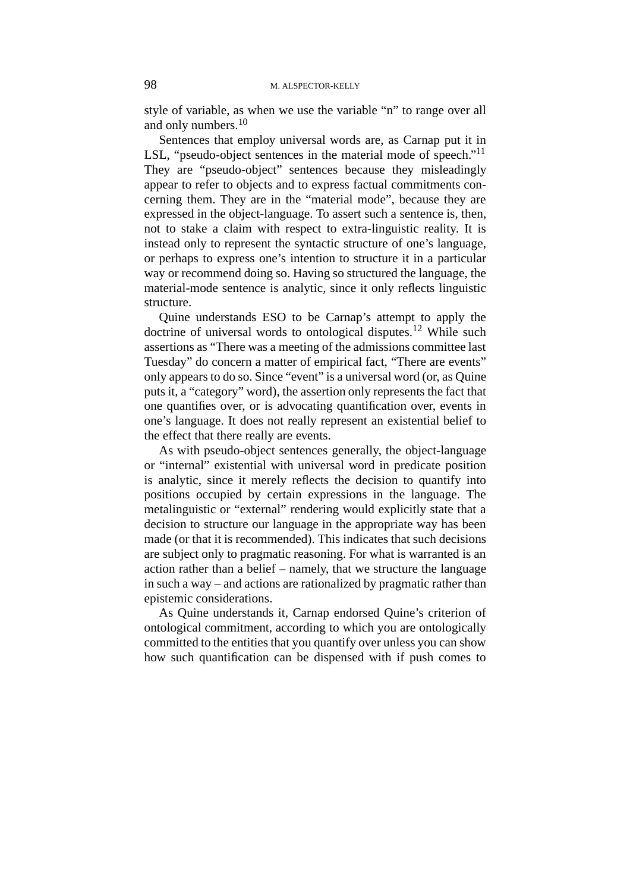style of variable, as when we use the variable "n" to range over all and only numbers.[10]

Sentences that employ universal words are, as Carnap put it in LSL, "pseudo-object sentences in the material mode of speech."[11] They are "pseudo-object" sentences because they misleadingly appear to refer to objects and to express factual commitments concerning them. They are in the "material mode", because they are expressed in the object-language. To assert such a sentence is, then, not to stake a claim with respect to extra-linguistic reality. It is instead only to represent the syntactic structure of one's language, or perhaps to express one's intention to structure it in a particular way or recommend doing so. Having so structured the language, the material-mode sentence is analytic, since it only reflects linguistic structure.

Quine understands ESO to be Carnap's attempt to apply the doctrine of universal words to ontological disputes.[12] While such assertions as "There was a meeting of the admissions committee last Tuesday" do concern a matter of empirical fact, "There are events" only appears to do so. Since "event" is a universal word (or, as Quine puts it, a "category" word), the assertion only represents the fact that one quantifies over, or is advocating quantification over, events in one's language. It does not really represent an existential belief to the effect that there really are events.

As with pseudo-object sentences generally, the object-language or "internal" existential with universal word in predicate position is analytic, since it merely reflects the decision to quantify into positions occupied by certain expressions in the language. The metalinguistic or "external" rendering would explicitly state that a decision to structure our language in the appropriate way has been made (or that it is recommended). This indicates that such decisions are subject only to pragmatic reasoning. For what is warranted is an action rather than a belief – namely, that we structure the language in such a way – and actions are rationalized by pragmatic rather than epistemic considerations.

As Quine understands it, Carnap endorsed Quine's criterion of ontological commitment, according to which you are ontologically committed to the entities that you quantify over unless you can show how such quantification can be dispensed with if push comes to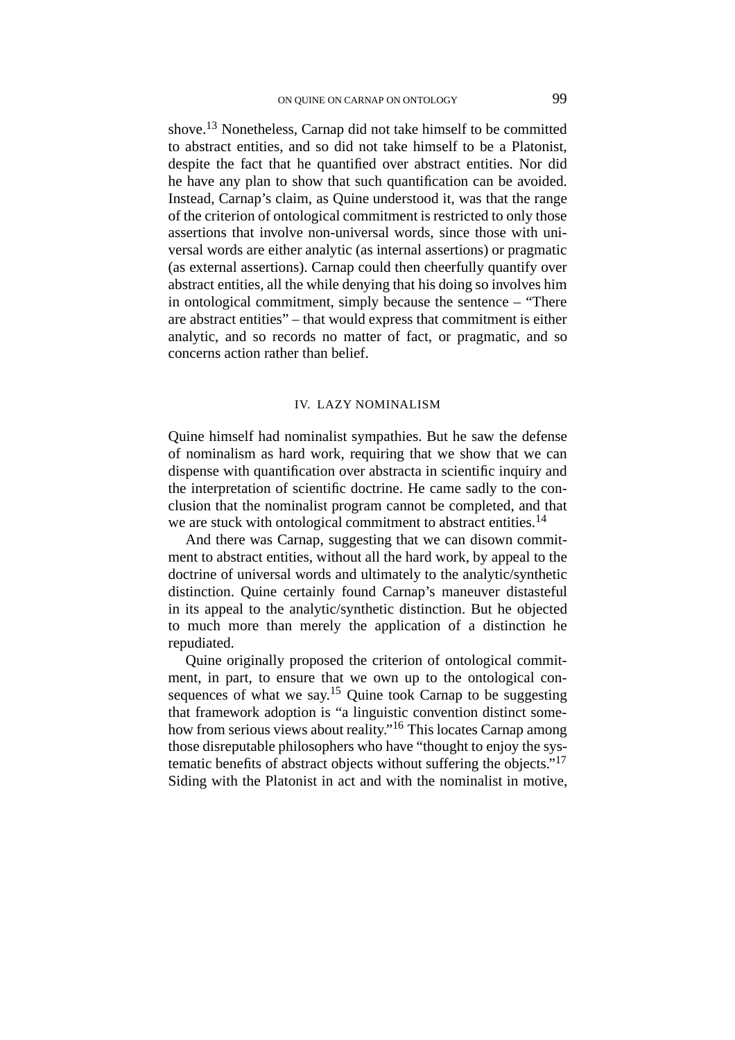shove.[13] Nonetheless, Carnap did not take himself to be committed to abstract entities, and so did not take himself to be a Platonist, despite the fact that he quantified over abstract entities. Nor did he have any plan to show that such quantification can be avoided. Instead, Carnap's claim, as Quine understood it, was that the range of the criterion of ontological commitment is restricted to only those assertions that involve non-universal words, since those with universal words are either analytic (as internal assertions) or pragmatic (as external assertions). Carnap could then cheerfully quantify over abstract entities, all the while denying that his doing so involves him in ontological commitment, simply because the sentence – "There are abstract entities" – that would express that commitment is either analytic, and so records no matter of fact, or pragmatic, and so concerns action rather than belief.

## IV. LAZY NOMINALISM

Quine himself had nominalist sympathies. But he saw the defense of nominalism as hard work, requiring that we show that we can dispense with quantification over abstracta in scientific inquiry and the interpretation of scientific doctrine. He came sadly to the conclusion that the nominalist program cannot be completed, and that we are stuck with ontological commitment to abstract entities.[14]

And there was Carnap, suggesting that we can disown commitment to abstract entities, without all the hard work, by appeal to the doctrine of universal words and ultimately to the analytic/synthetic distinction. Quine certainly found Carnap's maneuver distasteful in its appeal to the analytic/synthetic distinction. But he objected to much more than merely the application of a distinction he repudiated.

Quine originally proposed the criterion of ontological commitment, in part, to ensure that we own up to the ontological consequences of what we say.[15] Quine took Carnap to be suggesting that framework adoption is "a linguistic convention distinct somehow from serious views about reality."[16] This locates Carnap among those disreputable philosophers who have "thought to enjoy the systematic benefits of abstract objects without suffering the objects."[17] Siding with the Platonist in act and with the nominalist in motive,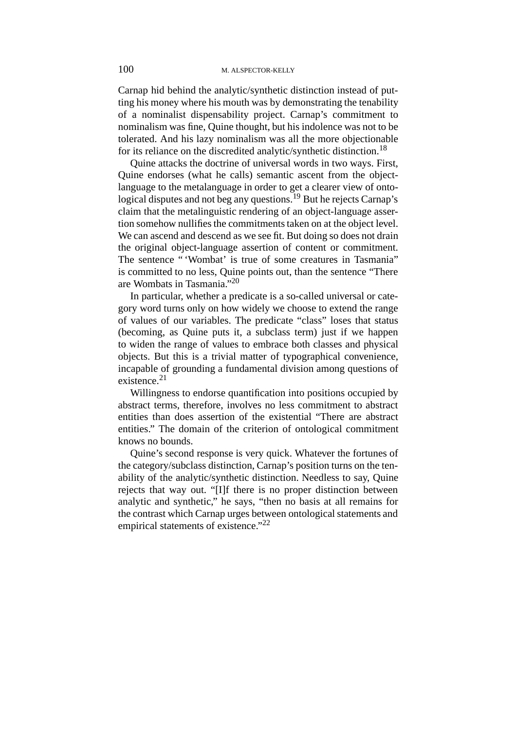Carnap hid behind the analytic/synthetic distinction instead of putting his money where his mouth was by demonstrating the tenability of a nominalist dispensability project. Carnap's commitment to nominalism was fine, Quine thought, but his indolence was not to be tolerated. And his lazy nominalism was all the more objectionable for its reliance on the discredited analytic/synthetic distinction.[18]

Quine attacks the doctrine of universal words in two ways. First, Quine endorses (what he calls) semantic ascent from the object-language to the metalanguage in order to get a clearer view of ontological disputes and not beg any questions.[19] But he rejects Carnap's claim that the metalinguistic rendering of an object-language assertion somehow nullifies the commitments taken on at the object level. We can ascend and descend as we see fit. But doing so does not drain the original object-language assertion of content or commitment. The sentence " 'Wombat' is true of some creatures in Tasmania" is committed to no less, Quine points out, than the sentence "There are Wombats in Tasmania."[20]

In particular, whether a predicate is a so-called universal or category word turns only on how widely we choose to extend the range of values of our variables. The predicate "class" loses that status (becoming, as Quine puts it, a subclass term) just if we happen to widen the range of values to embrace both classes and physical objects. But this is a trivial matter of typographical convenience, incapable of grounding a fundamental division among questions of existence.[21]

Willingness to endorse quantification into positions occupied by abstract terms, therefore, involves no less commitment to abstract entities than does assertion of the existential "There are abstract entities." The domain of the criterion of ontological commitment knows no bounds.

Quine's second response is very quick. Whatever the fortunes of the category/subclass distinction, Carnap's position turns on the tenability of the analytic/synthetic distinction. Needless to say, Quine rejects that way out. "[I]f there is no proper distinction between analytic and synthetic," he says, "then no basis at all remains for the contrast which Carnap urges between ontological statements and empirical statements of existence."[22]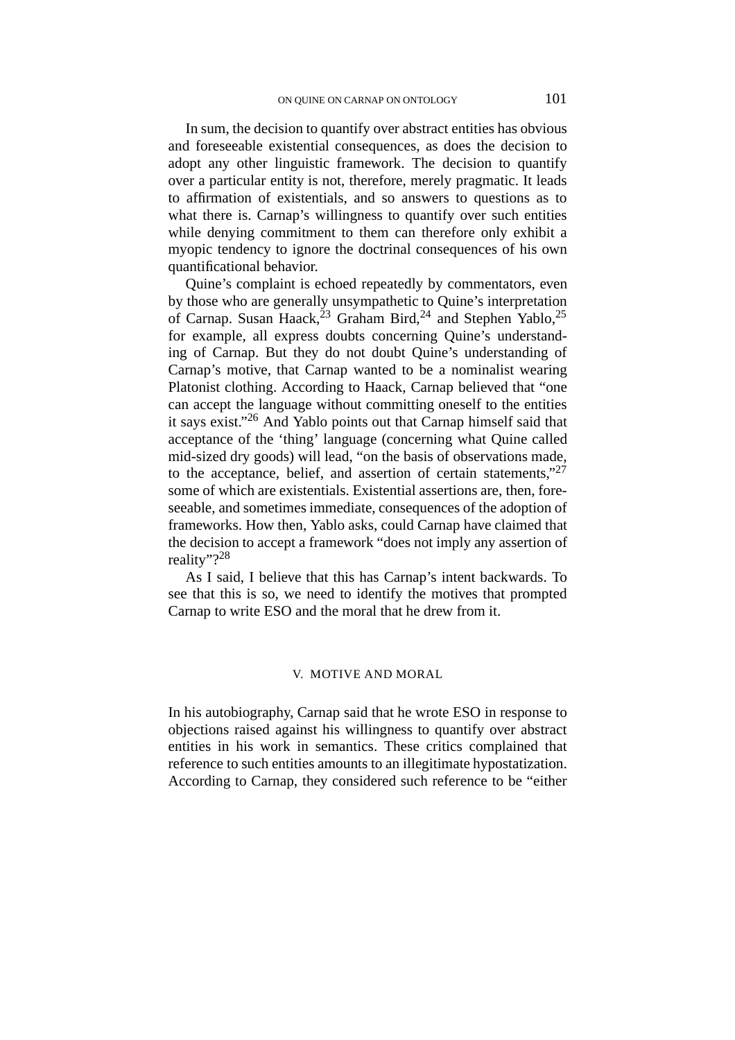In sum, the decision to quantify over abstract entities has obvious and foreseeable existential consequences, as does the decision to adopt any other linguistic framework. The decision to quantify over a particular entity is not, therefore, merely pragmatic. It leads to affirmation of existentials, and so answers to questions as to what there is. Carnap's willingness to quantify over such entities while denying commitment to them can therefore only exhibit a myopic tendency to ignore the doctrinal consequences of his own quantificational behavior.

Quine's complaint is echoed repeatedly by commentators, even by those who are generally unsympathetic to Quine's interpretation of Carnap. Susan Haack,[23] Graham Bird,[24] and Stephen Yablo,[25] for example, all express doubts concerning Quine's understanding of Carnap. But they do not doubt Quine's understanding of Carnap's motive, that Carnap wanted to be a nominalist wearing Platonist clothing. According to Haack, Carnap believed that "one can accept the language without committing oneself to the entities it says exist."[26] And Yablo points out that Carnap himself said that acceptance of the 'thing' language (concerning what Quine called mid-sized dry goods) will lead, "on the basis of observations made, to the acceptance, belief, and assertion of certain statements,"[27] some of which are existentials. Existential assertions are, then, foreseeable, and sometimes immediate, consequences of the adoption of frameworks. How then, Yablo asks, could Carnap have claimed that the decision to accept a framework "does not imply any assertion of reality"?[28]

As I said, I believe that this has Carnap's intent backwards. To see that this is so, we need to identify the motives that prompted Carnap to write ESO and the moral that he drew from it.

## V. MOTIVE AND MORAL

In his autobiography, Carnap said that he wrote ESO in response to objections raised against his willingness to quantify over abstract entities in his work in semantics. These critics complained that reference to such entities amounts to an illegitimate hypostatization. According to Carnap, they considered such reference to be "either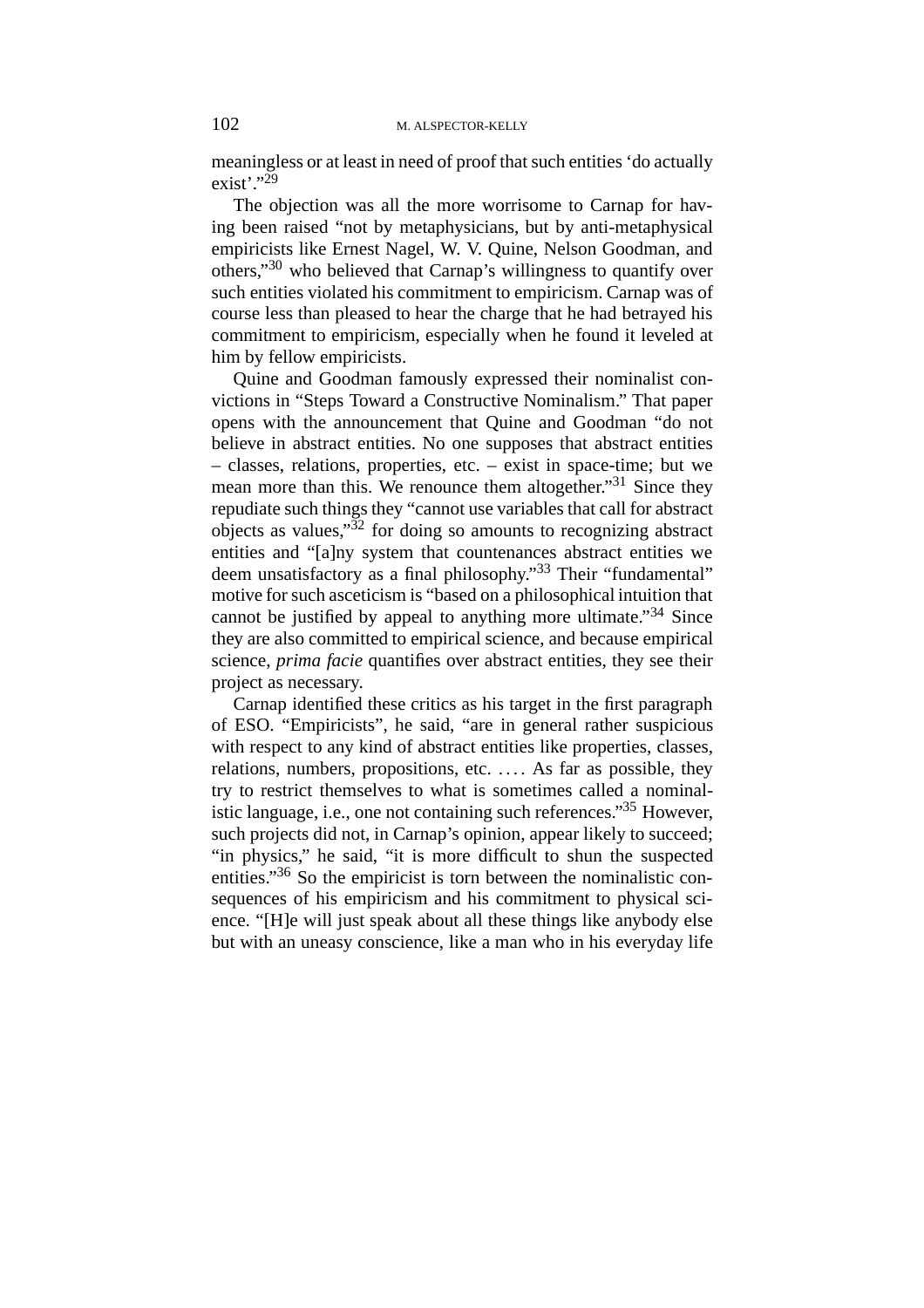meaningless or at least in need of proof that such entities ‘do actually exist’.”[29]

The objection was all the more worrisome to Carnap for having been raised “not by metaphysicians, but by anti-metaphysical empiricists like Ernest Nagel, W. V. Quine, Nelson Goodman, and others,”[30] who believed that Carnap’s willingness to quantify over such entities violated his commitment to empiricism. Carnap was of course less than pleased to hear the charge that he had betrayed his commitment to empiricism, especially when he found it leveled at him by fellow empiricists.

Quine and Goodman famously expressed their nominalist convictions in “Steps Toward a Constructive Nominalism.” That paper opens with the announcement that Quine and Goodman “do not believe in abstract entities. No one supposes that abstract entities – classes, relations, properties, etc. – exist in space-time; but we mean more than this. We renounce them altogether.”[31] Since they repudiate such things they “cannot use variables that call for abstract objects as values,”[32] for doing so amounts to recognizing abstract entities and “[a]ny system that countenances abstract entities we deem unsatisfactory as a final philosophy.”[33] Their “fundamental” motive for such asceticism is “based on a philosophical intuition that cannot be justified by appeal to anything more ultimate.”[34] Since they are also committed to empirical science, and because empirical science, *prima facie* quantifies over abstract entities, they see their project as necessary.

Carnap identified these critics as his target in the first paragraph of ESO. “Empiricists”, he said, “are in general rather suspicious with respect to any kind of abstract entities like properties, classes, relations, numbers, propositions, etc. .... As far as possible, they try to restrict themselves to what is sometimes called a nominalistic language, i.e., one not containing such references.”[35] However, such projects did not, in Carnap’s opinion, appear likely to succeed; “in physics,” he said, “it is more difficult to shun the suspected entities.”[36] So the empiricist is torn between the nominalistic consequences of his empiricism and his commitment to physical science. “[H]e will just speak about all these things like anybody else but with an uneasy conscience, like a man who in his everyday life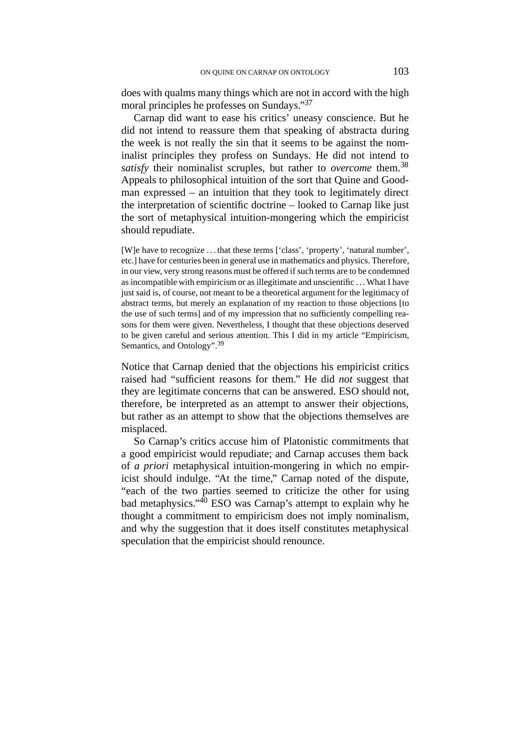does with qualms many things which are not in accord with the high moral principles he professes on Sundays."[37]

Carnap did want to ease his critics' uneasy conscience. But he did not intend to reassure them that speaking of abstracta during the week is not really the sin that it seems to be against the nominalist principles they profess on Sundays. He did not intend to *satisfy* their nominalist scruples, but rather to *overcome* them.[38] Appeals to philosophical intuition of the sort that Quine and Goodman expressed – an intuition that they took to legitimately direct the interpretation of scientific doctrine – looked to Carnap like just the sort of metaphysical intuition-mongering which the empiricist should repudiate.

> [W]e have to recognize ... that these terms ['class', 'property', 'natural number', etc.] have for centuries been in general use in mathematics and physics. Therefore, in our view, very strong reasons must be offered if such terms are to be condemned as incompatible with empiricism or as illegitimate and unscientific ... What I have just said is, of course, not meant to be a theoretical argument for the legitimacy of abstract terms, but merely an explanation of my reaction to those objections [to the use of such terms] and of my impression that no sufficiently compelling reasons for them were given. Nevertheless, I thought that these objections deserved to be given careful and serious attention. This I did in my article "Empiricism, Semantics, and Ontology".[39]

Notice that Carnap denied that the objections his empiricist critics raised had "sufficient reasons for them." He did *not* suggest that they are legitimate concerns that can be answered. ESO should not, therefore, be interpreted as an attempt to answer their objections, but rather as an attempt to show that the objections themselves are misplaced.

So Carnap's critics accuse him of Platonistic commitments that a good empiricist would repudiate; and Carnap accuses them back of *a priori* metaphysical intuition-mongering in which no empiricist should indulge. "At the time," Carnap noted of the dispute, "each of the two parties seemed to criticize the other for using bad metaphysics."[40] ESO was Carnap's attempt to explain why he thought a commitment to empiricism does not imply nominalism, and why the suggestion that it does itself constitutes metaphysical speculation that the empiricist should renounce.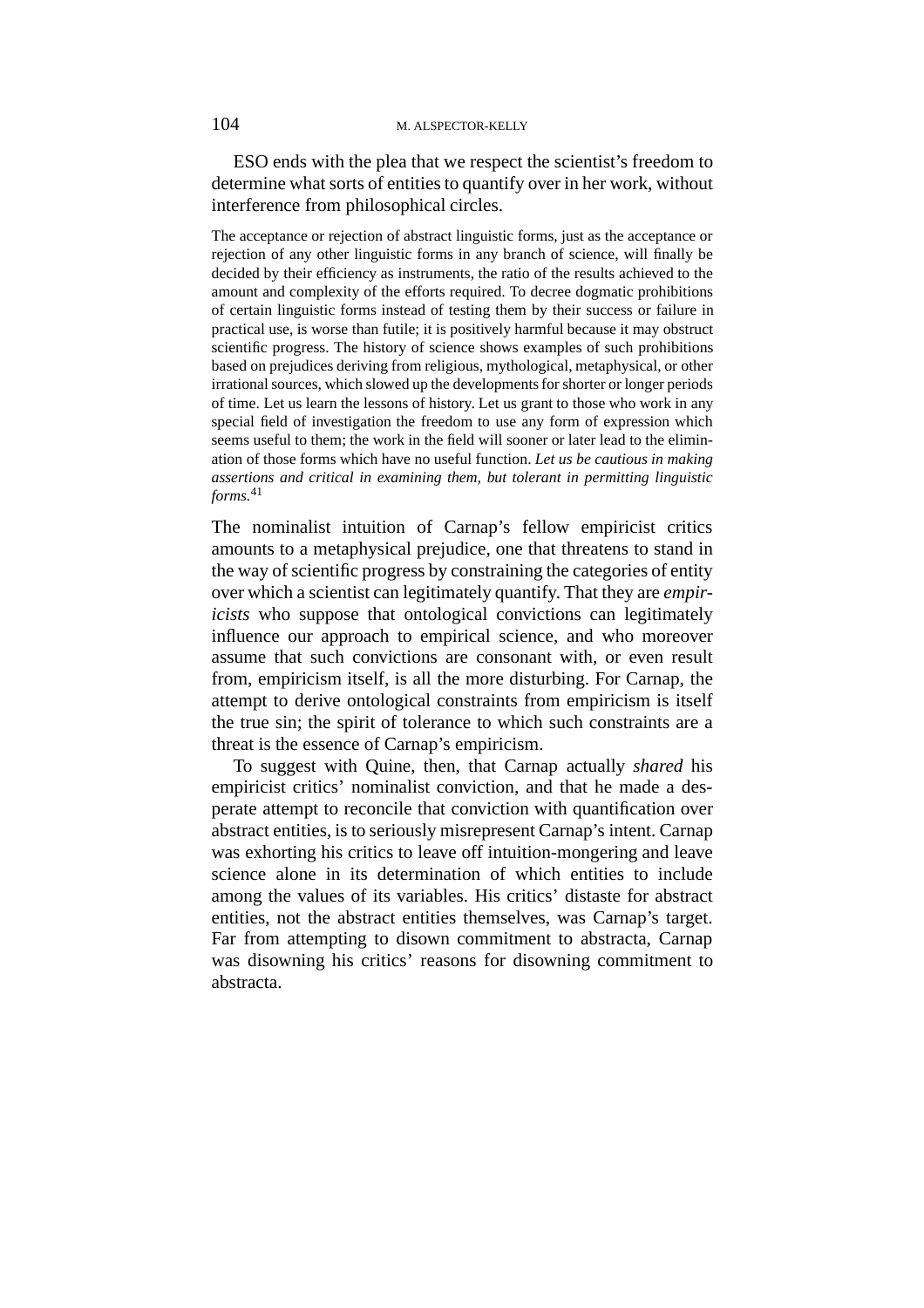ESO ends with the plea that we respect the scientist's freedom to determine what sorts of entities to quantify over in her work, without interference from philosophical circles.

> The acceptance or rejection of abstract linguistic forms, just as the acceptance or rejection of any other linguistic forms in any branch of science, will finally be decided by their efficiency as instruments, the ratio of the results achieved to the amount and complexity of the efforts required. To decree dogmatic prohibitions of certain linguistic forms instead of testing them by their success or failure in practical use, is worse than futile; it is positively harmful because it may obstruct scientific progress. The history of science shows examples of such prohibitions based on prejudices deriving from religious, mythological, metaphysical, or other irrational sources, which slowed up the developments for shorter or longer periods of time. Let us learn the lessons of history. Let us grant to those who work in any special field of investigation the freedom to use any form of expression which seems useful to them; the work in the field will sooner or later lead to the elimination of those forms which have no useful function. *Let us be cautious in making assertions and critical in examining them, but tolerant in permitting linguistic forms*.[41]

The nominalist intuition of Carnap's fellow empiricist critics amounts to a metaphysical prejudice, one that threatens to stand in the way of scientific progress by constraining the categories of entity over which a scientist can legitimately quantify. That they are *empiricists* who suppose that ontological convictions can legitimately influence our approach to empirical science, and who moreover assume that such convictions are consonant with, or even result from, empiricism itself, is all the more disturbing. For Carnap, the attempt to derive ontological constraints from empiricism is itself the true sin; the spirit of tolerance to which such constraints are a threat is the essence of Carnap's empiricism.

To suggest with Quine, then, that Carnap actually *shared* his empiricist critics' nominalist conviction, and that he made a desperate attempt to reconcile that conviction with quantification over abstract entities, is to seriously misrepresent Carnap's intent. Carnap was exhorting his critics to leave off intuition-mongering and leave science alone in its determination of which entities to include among the values of its variables. His critics' distaste for abstract entities, not the abstract entities themselves, was Carnap's target. Far from attempting to disown commitment to abstracta, Carnap was disowning his critics' reasons for disowning commitment to abstracta.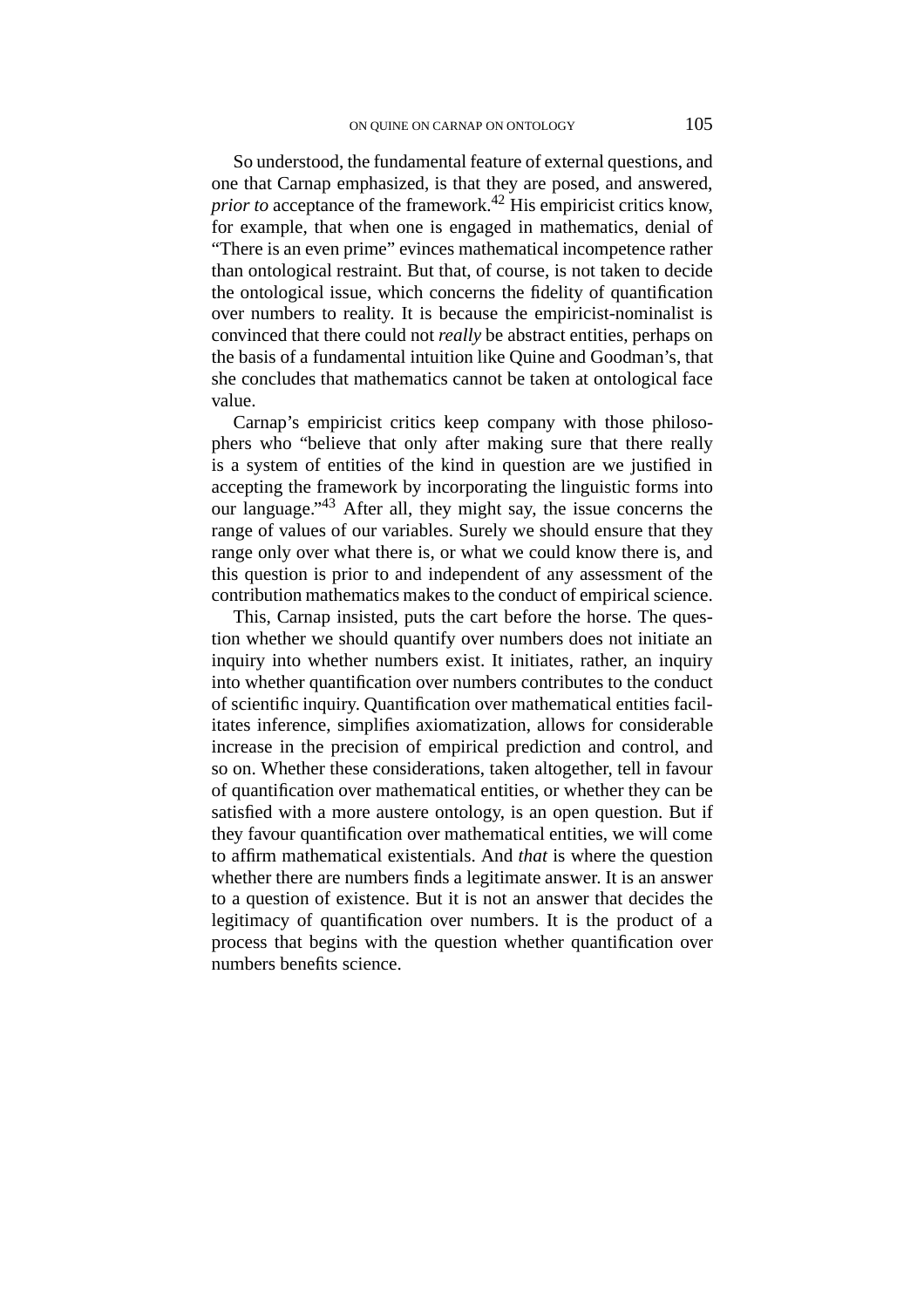So understood, the fundamental feature of external questions, and one that Carnap emphasized, is that they are posed, and answered, *prior to* acceptance of the framework.[42] His empiricist critics know, for example, that when one is engaged in mathematics, denial of "There is an even prime" evinces mathematical incompetence rather than ontological restraint. But that, of course, is not taken to decide the ontological issue, which concerns the fidelity of quantification over numbers to reality. It is because the empiricist-nominalist is convinced that there could not *really* be abstract entities, perhaps on the basis of a fundamental intuition like Quine and Goodman's, that she concludes that mathematics cannot be taken at ontological face value.

Carnap's empiricist critics keep company with those philosophers who "believe that only after making sure that there really is a system of entities of the kind in question are we justified in accepting the framework by incorporating the linguistic forms into our language."[43] After all, they might say, the issue concerns the range of values of our variables. Surely we should ensure that they range only over what there is, or what we could know there is, and this question is prior to and independent of any assessment of the contribution mathematics makes to the conduct of empirical science.

This, Carnap insisted, puts the cart before the horse. The question whether we should quantify over numbers does not initiate an inquiry into whether numbers exist. It initiates, rather, an inquiry into whether quantification over numbers contributes to the conduct of scientific inquiry. Quantification over mathematical entities facilitates inference, simplifies axiomatization, allows for considerable increase in the precision of empirical prediction and control, and so on. Whether these considerations, taken altogether, tell in favour of quantification over mathematical entities, or whether they can be satisfied with a more austere ontology, is an open question. But if they favour quantification over mathematical entities, we will come to affirm mathematical existentials. And *that* is where the question whether there are numbers finds a legitimate answer. It is an answer to a question of existence. But it is not an answer that decides the legitimacy of quantification over numbers. It is the product of a process that begins with the question whether quantification over numbers benefits science.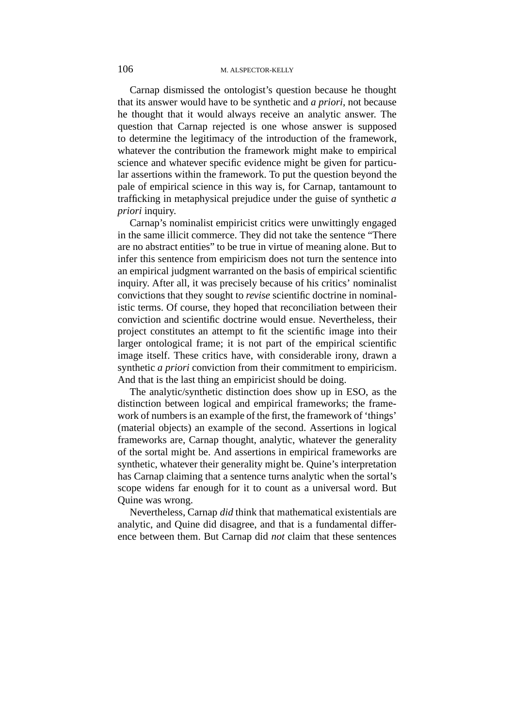Carnap dismissed the ontologist's question because he thought that its answer would have to be synthetic and *a priori*, not because he thought that it would always receive an analytic answer. The question that Carnap rejected is one whose answer is supposed to determine the legitimacy of the introduction of the framework, whatever the contribution the framework might make to empirical science and whatever specific evidence might be given for particular assertions within the framework. To put the question beyond the pale of empirical science in this way is, for Carnap, tantamount to trafficking in metaphysical prejudice under the guise of synthetic *a priori* inquiry.

Carnap's nominalist empiricist critics were unwittingly engaged in the same illicit commerce. They did not take the sentence "There are no abstract entities" to be true in virtue of meaning alone. But to infer this sentence from empiricism does not turn the sentence into an empirical judgment warranted on the basis of empirical scientific inquiry. After all, it was precisely because of his critics' nominalist convictions that they sought to *revise* scientific doctrine in nominalistic terms. Of course, they hoped that reconciliation between their conviction and scientific doctrine would ensue. Nevertheless, their project constitutes an attempt to fit the scientific image into their larger ontological frame; it is not part of the empirical scientific image itself. These critics have, with considerable irony, drawn a synthetic *a priori* conviction from their commitment to empiricism. And that is the last thing an empiricist should be doing.

The analytic/synthetic distinction does show up in ESO, as the distinction between logical and empirical frameworks; the framework of numbers is an example of the first, the framework of 'things' (material objects) an example of the second. Assertions in logical frameworks are, Carnap thought, analytic, whatever the generality of the sortal might be. And assertions in empirical frameworks are synthetic, whatever their generality might be. Quine's interpretation has Carnap claiming that a sentence turns analytic when the sortal's scope widens far enough for it to count as a universal word. But Quine was wrong.

Nevertheless, Carnap *did* think that mathematical existentials are analytic, and Quine did disagree, and that is a fundamental difference between them. But Carnap did *not* claim that these sentences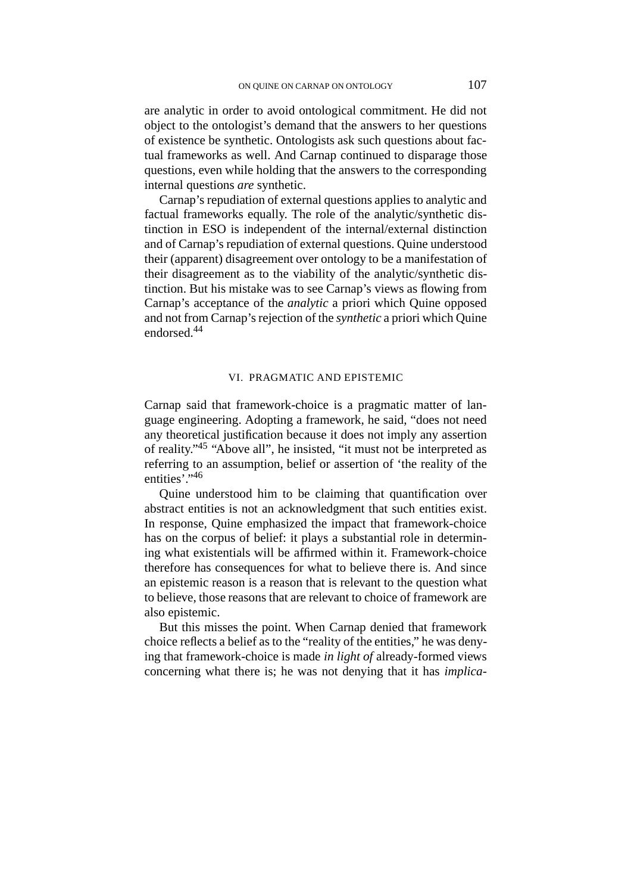are analytic in order to avoid ontological commitment. He did not object to the ontologist's demand that the answers to her questions of existence be synthetic. Ontologists ask such questions about factual frameworks as well. And Carnap continued to disparage those questions, even while holding that the answers to the corresponding internal questions *are* synthetic.

Carnap's repudiation of external questions applies to analytic and factual frameworks equally. The role of the analytic/synthetic distinction in ESO is independent of the internal/external distinction and of Carnap's repudiation of external questions. Quine understood their (apparent) disagreement over ontology to be a manifestation of their disagreement as to the viability of the analytic/synthetic distinction. But his mistake was to see Carnap's views as flowing from Carnap's acceptance of the *analytic* a priori which Quine opposed and not from Carnap's rejection of the *synthetic* a priori which Quine endorsed.[44]

## VI. PRAGMATIC AND EPISTEMIC

Carnap said that framework-choice is a pragmatic matter of language engineering. Adopting a framework, he said, "does not need any theoretical justification because it does not imply any assertion of reality."[45] "Above all", he insisted, "it must not be interpreted as referring to an assumption, belief or assertion of 'the reality of the entities'."[46]

Quine understood him to be claiming that quantification over abstract entities is not an acknowledgment that such entities exist. In response, Quine emphasized the impact that framework-choice has on the corpus of belief: it plays a substantial role in determining what existentials will be affirmed within it. Framework-choice therefore has consequences for what to believe there is. And since an epistemic reason is a reason that is relevant to the question what to believe, those reasons that are relevant to choice of framework are also epistemic.

But this misses the point. When Carnap denied that framework choice reflects a belief as to the "reality of the entities," he was denying that framework-choice is made *in light of* already-formed views concerning what there is; he was not denying that it has *implica-*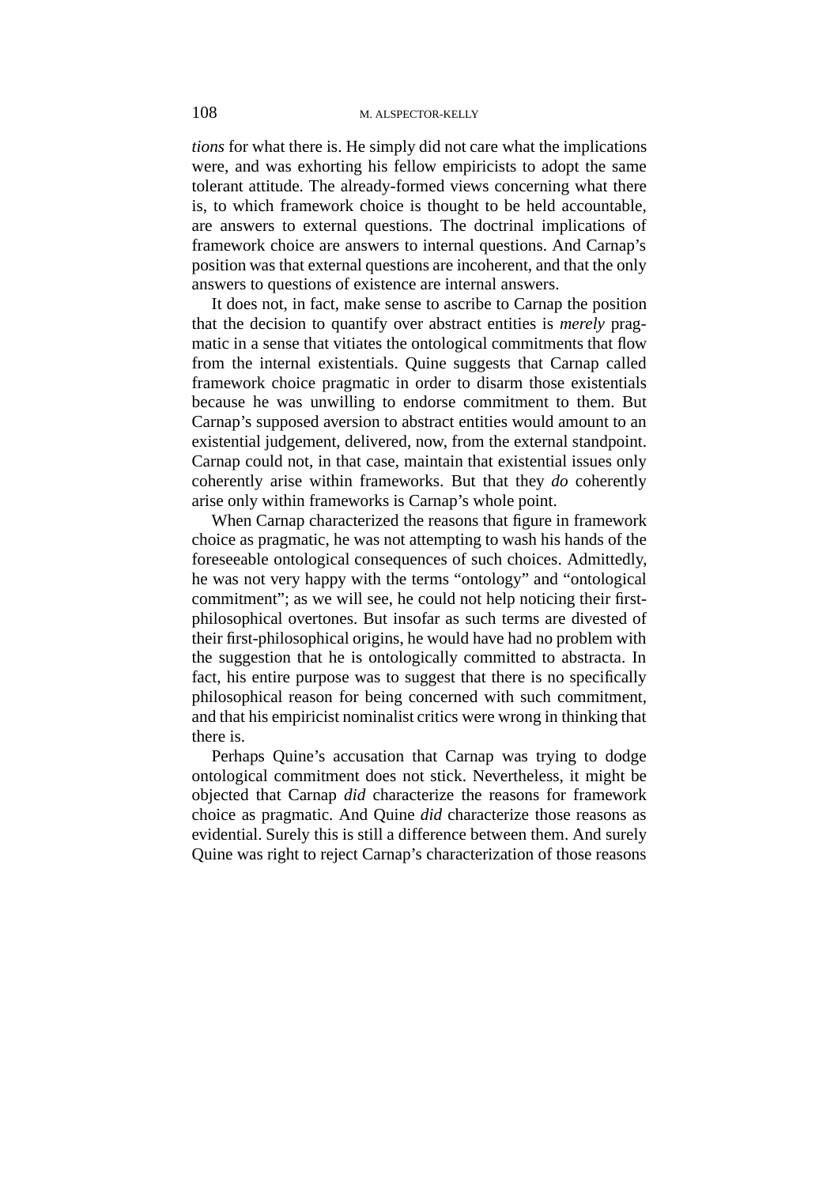*tions* for what there is. He simply did not care what the implications were, and was exhorting his fellow empiricists to adopt the same tolerant attitude. The already-formed views concerning what there is, to which framework choice is thought to be held accountable, are answers to external questions. The doctrinal implications of framework choice are answers to internal questions. And Carnap's position was that external questions are incoherent, and that the only answers to questions of existence are internal answers.

It does not, in fact, make sense to ascribe to Carnap the position that the decision to quantify over abstract entities is *merely* pragmatic in a sense that vitiates the ontological commitments that flow from the internal existentials. Quine suggests that Carnap called framework choice pragmatic in order to disarm those existentials because he was unwilling to endorse commitment to them. But Carnap's supposed aversion to abstract entities would amount to an existential judgement, delivered, now, from the external standpoint. Carnap could not, in that case, maintain that existential issues only coherently arise within frameworks. But that they *do* coherently arise only within frameworks is Carnap's whole point.

When Carnap characterized the reasons that figure in framework choice as pragmatic, he was not attempting to wash his hands of the foreseeable ontological consequences of such choices. Admittedly, he was not very happy with the terms "ontology" and "ontological commitment"; as we will see, he could not help noticing their first-philosophical overtones. But insofar as such terms are divested of their first-philosophical origins, he would have had no problem with the suggestion that he is ontologically committed to abstracta. In fact, his entire purpose was to suggest that there is no specifically philosophical reason for being concerned with such commitment, and that his empiricist nominalist critics were wrong in thinking that there is.

Perhaps Quine's accusation that Carnap was trying to dodge ontological commitment does not stick. Nevertheless, it might be objected that Carnap *did* characterize the reasons for framework choice as pragmatic. And Quine *did* characterize those reasons as evidential. Surely this is still a difference between them. And surely Quine was right to reject Carnap's characterization of those reasons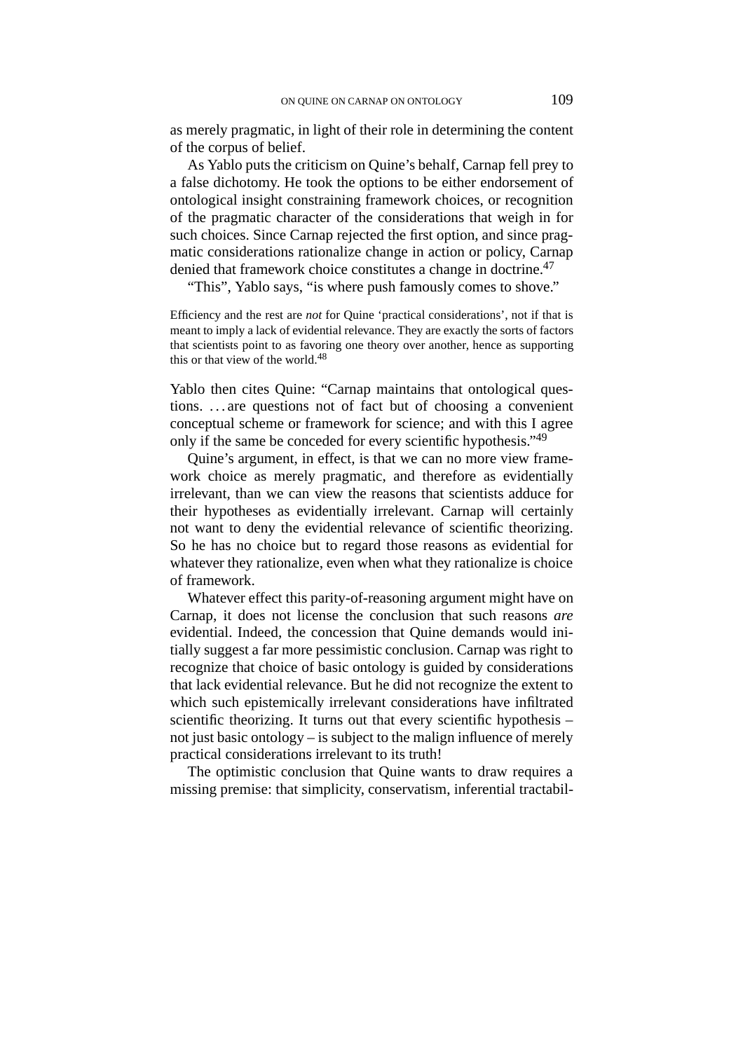as merely pragmatic, in light of their role in determining the content of the corpus of belief.

As Yablo puts the criticism on Quine's behalf, Carnap fell prey to a false dichotomy. He took the options to be either endorsement of ontological insight constraining framework choices, or recognition of the pragmatic character of the considerations that weigh in for such choices. Since Carnap rejected the first option, and since pragmatic considerations rationalize change in action or policy, Carnap denied that framework choice constitutes a change in doctrine.[47]

"This", Yablo says, "is where push famously comes to shove."

> Efficiency and the rest are *not* for Quine 'practical considerations', not if that is meant to imply a lack of evidential relevance. They are exactly the sorts of factors that scientists point to as favoring one theory over another, hence as supporting this or that view of the world.[48]

Yablo then cites Quine: "Carnap maintains that ontological questions. ... are questions not of fact but of choosing a convenient conceptual scheme or framework for science; and with this I agree only if the same be conceded for every scientific hypothesis."[49]

Quine's argument, in effect, is that we can no more view framework choice as merely pragmatic, and therefore as evidentially irrelevant, than we can view the reasons that scientists adduce for their hypotheses as evidentially irrelevant. Carnap will certainly not want to deny the evidential relevance of scientific theorizing. So he has no choice but to regard those reasons as evidential for whatever they rationalize, even when what they rationalize is choice of framework.

Whatever effect this parity-of-reasoning argument might have on Carnap, it does not license the conclusion that such reasons *are* evidential. Indeed, the concession that Quine demands would initially suggest a far more pessimistic conclusion. Carnap was right to recognize that choice of basic ontology is guided by considerations that lack evidential relevance. But he did not recognize the extent to which such epistemically irrelevant considerations have infiltrated scientific theorizing. It turns out that every scientific hypothesis – not just basic ontology – is subject to the malign influence of merely practical considerations irrelevant to its truth!

The optimistic conclusion that Quine wants to draw requires a missing premise: that simplicity, conservatism, inferential tractabil-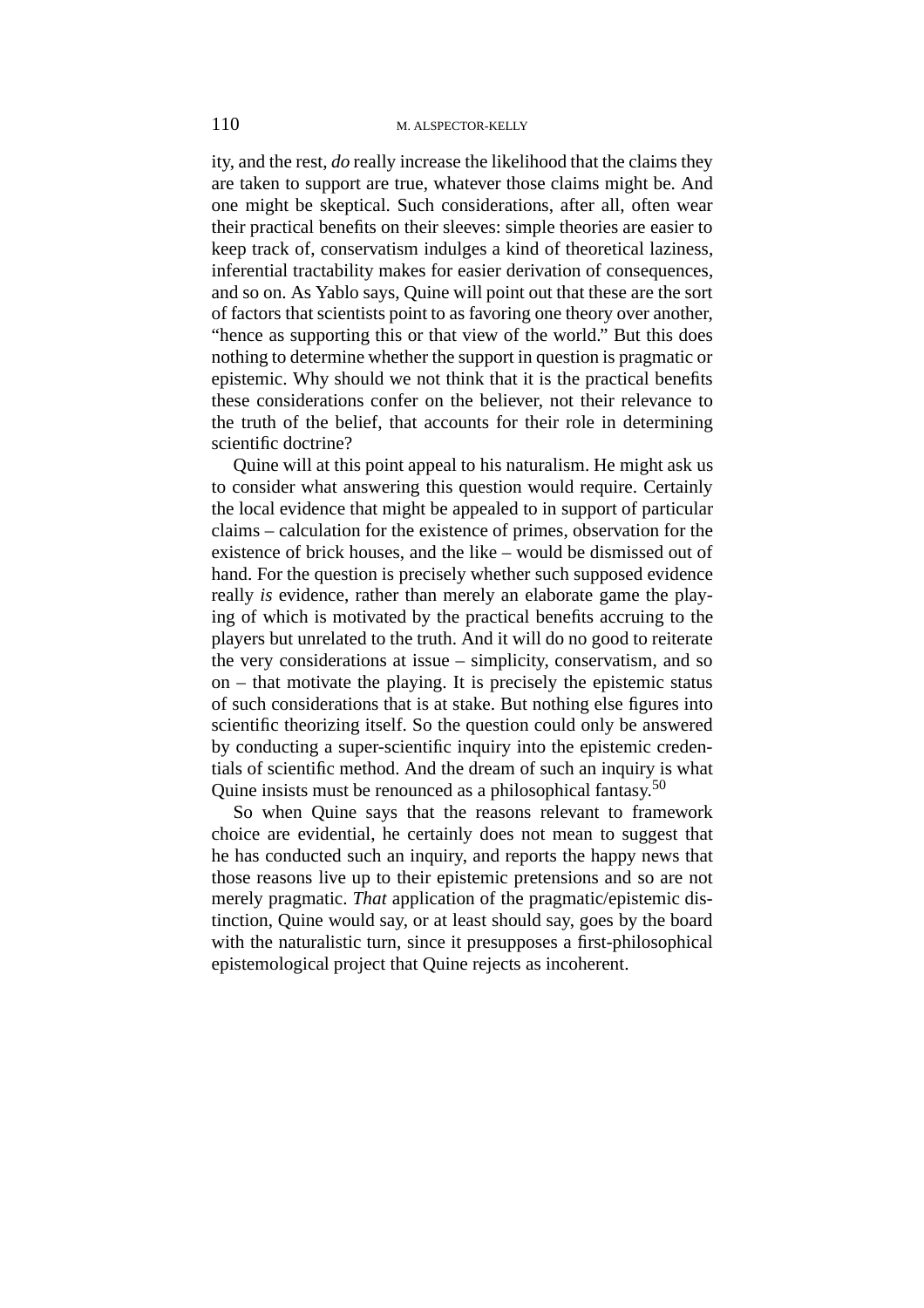ity, and the rest, *do* really increase the likelihood that the claims they are taken to support are true, whatever those claims might be. And one might be skeptical. Such considerations, after all, often wear their practical benefits on their sleeves: simple theories are easier to keep track of, conservatism indulges a kind of theoretical laziness, inferential tractability makes for easier derivation of consequences, and so on. As Yablo says, Quine will point out that these are the sort of factors that scientists point to as favoring one theory over another, "hence as supporting this or that view of the world." But this does nothing to determine whether the support in question is pragmatic or epistemic. Why should we not think that it is the practical benefits these considerations confer on the believer, not their relevance to the truth of the belief, that accounts for their role in determining scientific doctrine?

Quine will at this point appeal to his naturalism. He might ask us to consider what answering this question would require. Certainly the local evidence that might be appealed to in support of particular claims – calculation for the existence of primes, observation for the existence of brick houses, and the like – would be dismissed out of hand. For the question is precisely whether such supposed evidence really *is* evidence, rather than merely an elaborate game the playing of which is motivated by the practical benefits accruing to the players but unrelated to the truth. And it will do no good to reiterate the very considerations at issue – simplicity, conservatism, and so on – that motivate the playing. It is precisely the epistemic status of such considerations that is at stake. But nothing else figures into scientific theorizing itself. So the question could only be answered by conducting a super-scientific inquiry into the epistemic credentials of scientific method. And the dream of such an inquiry is what Quine insists must be renounced as a philosophical fantasy.[50]

So when Quine says that the reasons relevant to framework choice are evidential, he certainly does not mean to suggest that he has conducted such an inquiry, and reports the happy news that those reasons live up to their epistemic pretensions and so are not merely pragmatic. *That* application of the pragmatic/epistemic distinction, Quine would say, or at least should say, goes by the board with the naturalistic turn, since it presupposes a first-philosophical epistemological project that Quine rejects as incoherent.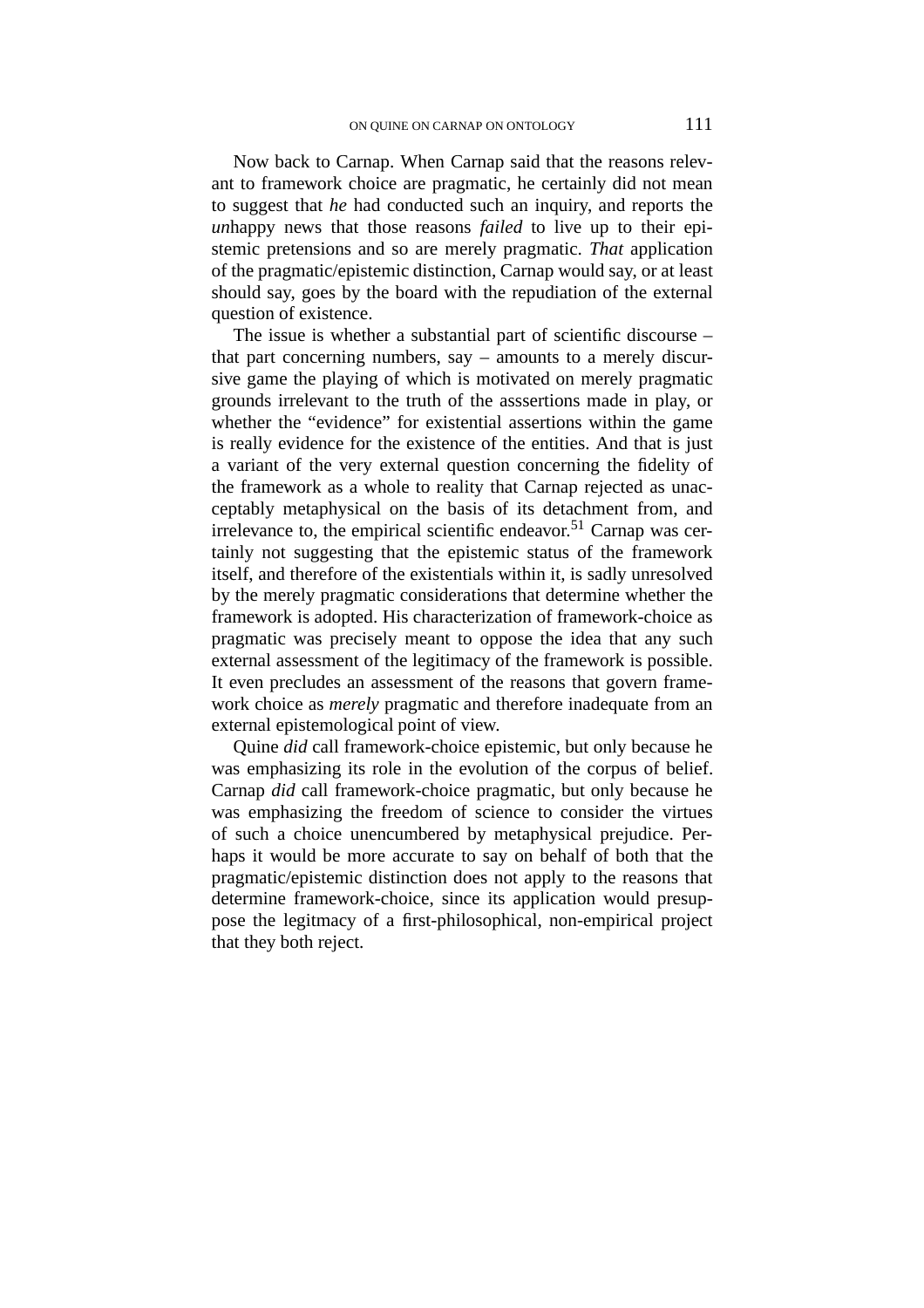Now back to Carnap. When Carnap said that the reasons relevant to framework choice are pragmatic, he certainly did not mean to suggest that *he* had conducted such an inquiry, and reports the *un*happy news that those reasons *failed* to live up to their epistemic pretensions and so are merely pragmatic. *That* application of the pragmatic/epistemic distinction, Carnap would say, or at least should say, goes by the board with the repudiation of the external question of existence.

The issue is whether a substantial part of scientific discourse – that part concerning numbers, say – amounts to a merely discursive game the playing of which is motivated on merely pragmatic grounds irrelevant to the truth of the asssertions made in play, or whether the "evidence" for existential assertions within the game is really evidence for the existence of the entities. And that is just a variant of the very external question concerning the fidelity of the framework as a whole to reality that Carnap rejected as unacceptably metaphysical on the basis of its detachment from, and irrelevance to, the empirical scientific endeavor.[51] Carnap was certainly not suggesting that the epistemic status of the framework itself, and therefore of the existentials within it, is sadly unresolved by the merely pragmatic considerations that determine whether the framework is adopted. His characterization of framework-choice as pragmatic was precisely meant to oppose the idea that any such external assessment of the legitimacy of the framework is possible. It even precludes an assessment of the reasons that govern framework choice as *merely* pragmatic and therefore inadequate from an external epistemological point of view.

Quine *did* call framework-choice epistemic, but only because he was emphasizing its role in the evolution of the corpus of belief. Carnap *did* call framework-choice pragmatic, but only because he was emphasizing the freedom of science to consider the virtues of such a choice unencumbered by metaphysical prejudice. Perhaps it would be more accurate to say on behalf of both that the pragmatic/epistemic distinction does not apply to the reasons that determine framework-choice, since its application would presuppose the legitmacy of a first-philosophical, non-empirical project that they both reject.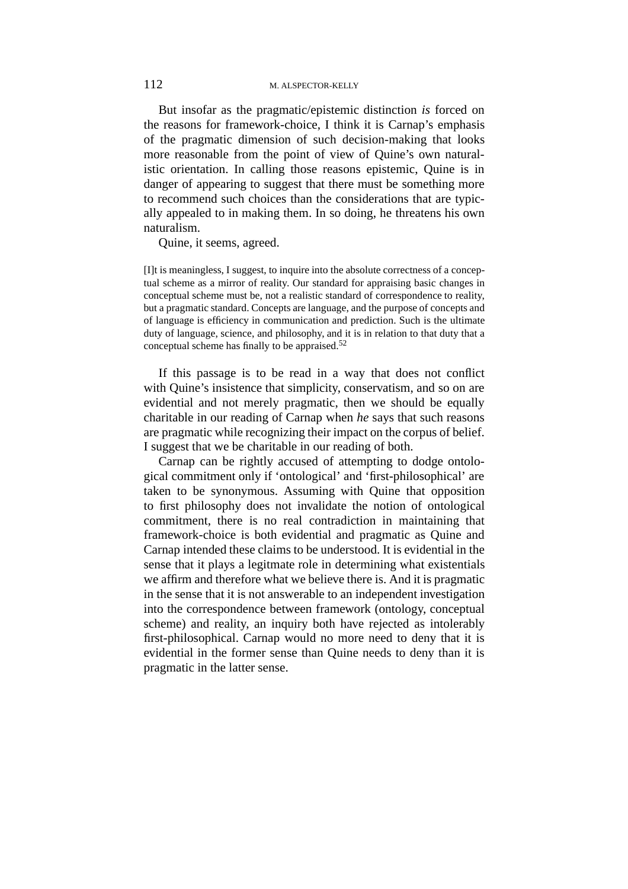But insofar as the pragmatic/epistemic distinction *is* forced on the reasons for framework-choice, I think it is Carnap's emphasis of the pragmatic dimension of such decision-making that looks more reasonable from the point of view of Quine's own naturalistic orientation. In calling those reasons epistemic, Quine is in danger of appearing to suggest that there must be something more to recommend such choices than the considerations that are typically appealed to in making them. In so doing, he threatens his own naturalism.

Quine, it seems, agreed.

> [I]t is meaningless, I suggest, to inquire into the absolute correctness of a conceptual scheme as a mirror of reality. Our standard for appraising basic changes in conceptual scheme must be, not a realistic standard of correspondence to reality, but a pragmatic standard. Concepts are language, and the purpose of concepts and of language is efficiency in communication and prediction. Such is the ultimate duty of language, science, and philosophy, and it is in relation to that duty that a conceptual scheme has finally to be appraised.[52]

If this passage is to be read in a way that does not conflict with Quine's insistence that simplicity, conservatism, and so on are evidential and not merely pragmatic, then we should be equally charitable in our reading of Carnap when *he* says that such reasons are pragmatic while recognizing their impact on the corpus of belief. I suggest that we be charitable in our reading of both.

Carnap can be rightly accused of attempting to dodge ontological commitment only if 'ontological' and 'first-philosophical' are taken to be synonymous. Assuming with Quine that opposition to first philosophy does not invalidate the notion of ontological commitment, there is no real contradiction in maintaining that framework-choice is both evidential and pragmatic as Quine and Carnap intended these claims to be understood. It is evidential in the sense that it plays a legitmate role in determining what existentials we affirm and therefore what we believe there is. And it is pragmatic in the sense that it is not answerable to an independent investigation into the correspondence between framework (ontology, conceptual scheme) and reality, an inquiry both have rejected as intolerably first-philosophical. Carnap would no more need to deny that it is evidential in the former sense than Quine needs to deny than it is pragmatic in the latter sense.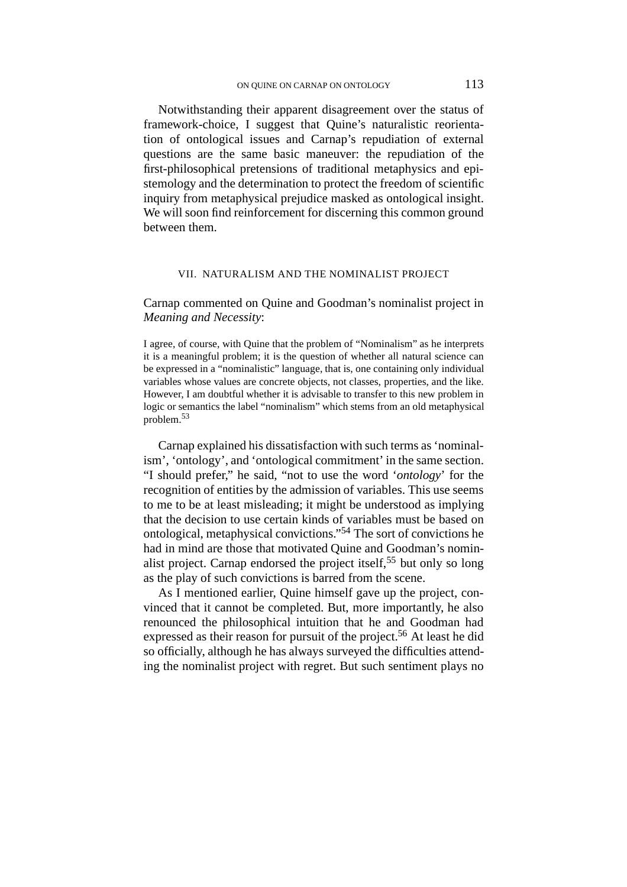Notwithstanding their apparent disagreement over the status of framework-choice, I suggest that Quine's naturalistic reorientation of ontological issues and Carnap's repudiation of external questions are the same basic maneuver: the repudiation of the first-philosophical pretensions of traditional metaphysics and epistemology and the determination to protect the freedom of scientific inquiry from metaphysical prejudice masked as ontological insight. We will soon find reinforcement for discerning this common ground between them.

## VII. NATURALISM AND THE NOMINALIST PROJECT

Carnap commented on Quine and Goodman's nominalist project in *Meaning and Necessity*:

> I agree, of course, with Quine that the problem of "Nominalism" as he interprets it is a meaningful problem; it is the question of whether all natural science can be expressed in a "nominalistic" language, that is, one containing only individual variables whose values are concrete objects, not classes, properties, and the like. However, I am doubtful whether it is advisable to transfer to this new problem in logic or semantics the label "nominalism" which stems from an old metaphysical problem.[53]

Carnap explained his dissatisfaction with such terms as 'nominalism', 'ontology', and 'ontological commitment' in the same section. "I should prefer," he said, "not to use the word '*ontology*' for the recognition of entities by the admission of variables. This use seems to me to be at least misleading; it might be understood as implying that the decision to use certain kinds of variables must be based on ontological, metaphysical convictions."[54] The sort of convictions he had in mind are those that motivated Quine and Goodman's nominalist project. Carnap endorsed the project itself,[55] but only so long as the play of such convictions is barred from the scene.

As I mentioned earlier, Quine himself gave up the project, convinced that it cannot be completed. But, more importantly, he also renounced the philosophical intuition that he and Goodman had expressed as their reason for pursuit of the project.[56] At least he did so officially, although he has always surveyed the difficulties attending the nominalist project with regret. But such sentiment plays no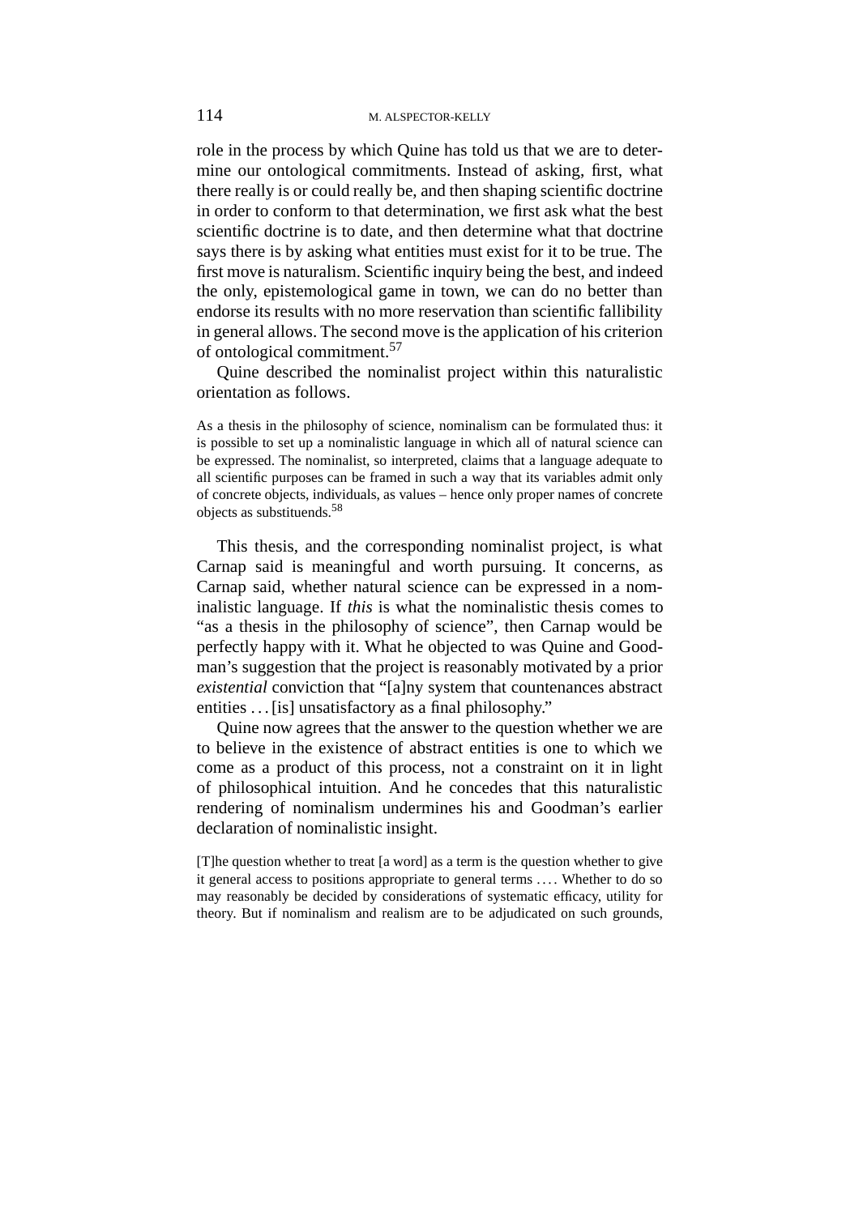role in the process by which Quine has told us that we are to determine our ontological commitments. Instead of asking, first, what there really is or could really be, and then shaping scientific doctrine in order to conform to that determination, we first ask what the best scientific doctrine is to date, and then determine what that doctrine says there is by asking what entities must exist for it to be true. The first move is naturalism. Scientific inquiry being the best, and indeed the only, epistemological game in town, we can do no better than endorse its results with no more reservation than scientific fallibility in general allows. The second move is the application of his criterion of ontological commitment.[57]

Quine described the nominalist project within this naturalistic orientation as follows.

> As a thesis in the philosophy of science, nominalism can be formulated thus: it is possible to set up a nominalistic language in which all of natural science can be expressed. The nominalist, so interpreted, claims that a language adequate to all scientific purposes can be framed in such a way that its variables admit only of concrete objects, individuals, as values – hence only proper names of concrete objects as substituends.[58]

This thesis, and the corresponding nominalist project, is what Carnap said is meaningful and worth pursuing. It concerns, as Carnap said, whether natural science can be expressed in a nominalistic language. If *this* is what the nominalistic thesis comes to "as a thesis in the philosophy of science", then Carnap would be perfectly happy with it. What he objected to was Quine and Goodman's suggestion that the project is reasonably motivated by a prior *existential* conviction that "[a]ny system that countenances abstract entities ... [is] unsatisfactory as a final philosophy."

Quine now agrees that the answer to the question whether we are to believe in the existence of abstract entities is one to which we come as a product of this process, not a constraint on it in light of philosophical intuition. And he concedes that this naturalistic rendering of nominalism undermines his and Goodman's earlier declaration of nominalistic insight.

> [T]he question whether to treat [a word] as a term is the question whether to give it general access to positions appropriate to general terms .... Whether to do so may reasonably be decided by considerations of systematic efficacy, utility for theory. But if nominalism and realism are to be adjudicated on such grounds,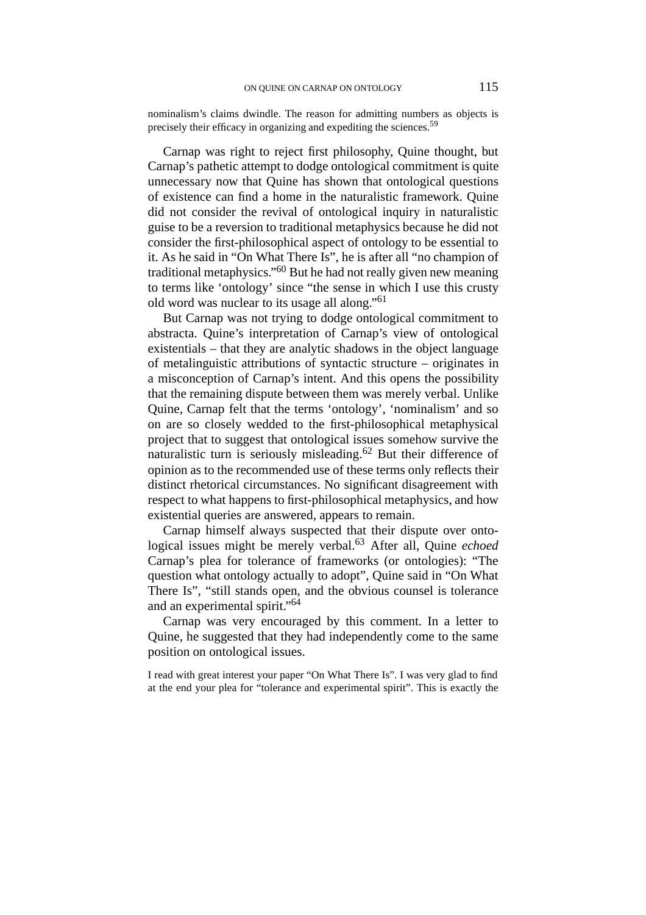nominalism's claims dwindle. The reason for admitting numbers as objects is precisely their efficacy in organizing and expediting the sciences.[59]

Carnap was right to reject first philosophy, Quine thought, but Carnap's pathetic attempt to dodge ontological commitment is quite unnecessary now that Quine has shown that ontological questions of existence can find a home in the naturalistic framework. Quine did not consider the revival of ontological inquiry in naturalistic guise to be a reversion to traditional metaphysics because he did not consider the first-philosophical aspect of ontology to be essential to it. As he said in "On What There Is", he is after all "no champion of traditional metaphysics."[60] But he had not really given new meaning to terms like 'ontology' since "the sense in which I use this crusty old word was nuclear to its usage all along."[61]

But Carnap was not trying to dodge ontological commitment to abstracta. Quine's interpretation of Carnap's view of ontological existentials – that they are analytic shadows in the object language of metalinguistic attributions of syntactic structure – originates in a misconception of Carnap's intent. And this opens the possibility that the remaining dispute between them was merely verbal. Unlike Quine, Carnap felt that the terms 'ontology', 'nominalism' and so on are so closely wedded to the first-philosophical metaphysical project that to suggest that ontological issues somehow survive the naturalistic turn is seriously misleading.[62] But their difference of opinion as to the recommended use of these terms only reflects their distinct rhetorical circumstances. No significant disagreement with respect to what happens to first-philosophical metaphysics, and how existential queries are answered, appears to remain.

Carnap himself always suspected that their dispute over ontological issues might be merely verbal.[63] After all, Quine *echoed* Carnap's plea for tolerance of frameworks (or ontologies): "The question what ontology actually to adopt", Quine said in "On What There Is", "still stands open, and the obvious counsel is tolerance and an experimental spirit."[64]

Carnap was very encouraged by this comment. In a letter to Quine, he suggested that they had independently come to the same position on ontological issues.

I read with great interest your paper "On What There Is". I was very glad to find at the end your plea for "tolerance and experimental spirit". This is exactly the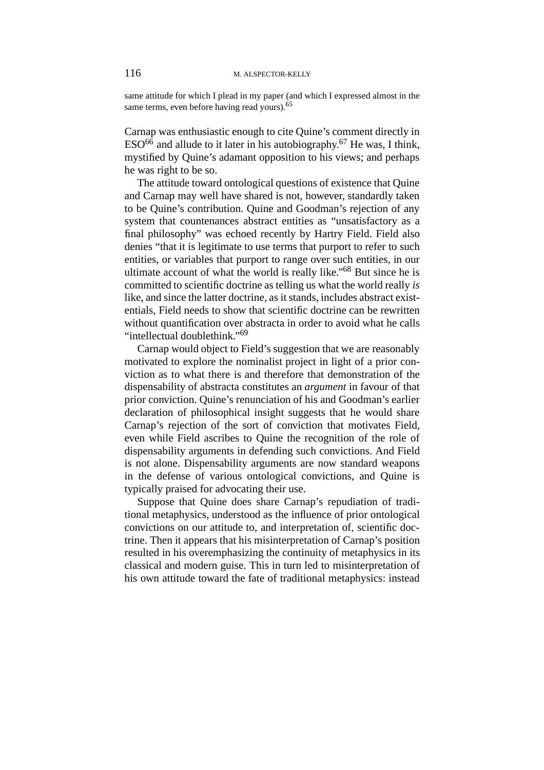same attitude for which I plead in my paper (and which I expressed almost in the same terms, even before having read yours).[65]

Carnap was enthusiastic enough to cite Quine's comment directly in ESO[66] and allude to it later in his autobiography.[67] He was, I think, mystified by Quine's adamant opposition to his views; and perhaps he was right to be so.

The attitude toward ontological questions of existence that Quine and Carnap may well have shared is not, however, standardly taken to be Quine's contribution. Quine and Goodman's rejection of any system that countenances abstract entities as "unsatisfactory as a final philosophy" was echoed recently by Hartry Field. Field also denies "that it is legitimate to use terms that purport to refer to such entities, or variables that purport to range over such entities, in our ultimate account of what the world is really like."[68] But since he is committed to scientific doctrine as telling us what the world really *is* like, and since the latter doctrine, as it stands, includes abstract existentials, Field needs to show that scientific doctrine can be rewritten without quantification over abstracta in order to avoid what he calls "intellectual doublethink."[69]

Carnap would object to Field's suggestion that we are reasonably motivated to explore the nominalist project in light of a prior conviction as to what there is and therefore that demonstration of the dispensability of abstracta constitutes an *argument* in favour of that prior conviction. Quine's renunciation of his and Goodman's earlier declaration of philosophical insight suggests that he would share Carnap's rejection of the sort of conviction that motivates Field, even while Field ascribes to Quine the recognition of the role of dispensability arguments in defending such convictions. And Field is not alone. Dispensability arguments are now standard weapons in the defense of various ontological convictions, and Quine is typically praised for advocating their use.

Suppose that Quine does share Carnap's repudiation of traditional metaphysics, understood as the influence of prior ontological convictions on our attitude to, and interpretation of, scientific doctrine. Then it appears that his misinterpretation of Carnap's position resulted in his overemphasizing the continuity of metaphysics in its classical and modern guise. This in turn led to misinterpretation of his own attitude toward the fate of traditional metaphysics: instead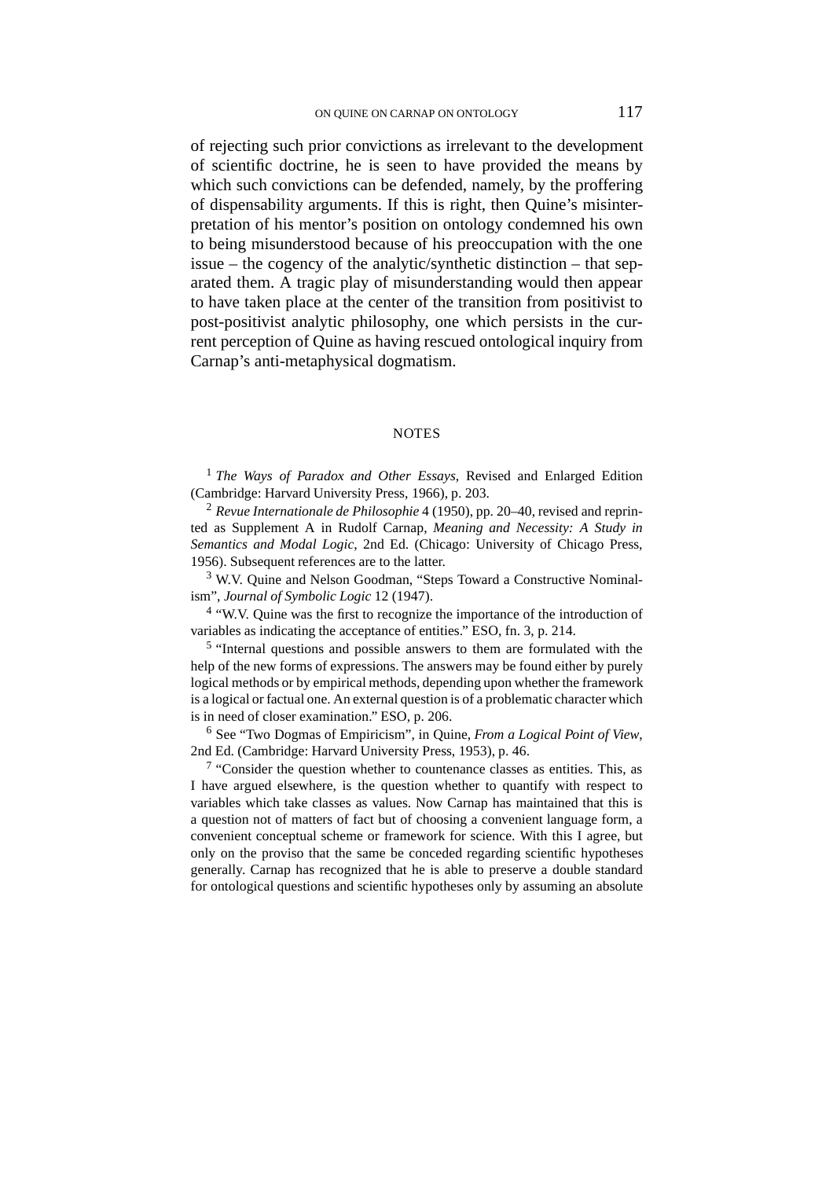of rejecting such prior convictions as irrelevant to the development of scientific doctrine, he is seen to have provided the means by which such convictions can be defended, namely, by the proffering of dispensability arguments. If this is right, then Quine's misinterpretation of his mentor's position on ontology condemned his own to being misunderstood because of his preoccupation with the one issue – the cogency of the analytic/synthetic distinction – that separated them. A tragic play of misunderstanding would then appear to have taken place at the center of the transition from positivist to post-positivist analytic philosophy, one which persists in the current perception of Quine as having rescued ontological inquiry from Carnap's anti-metaphysical dogmatism.

## NOTES

[1] *The Ways of Paradox and Other Essays*, Revised and Enlarged Edition (Cambridge: Harvard University Press, 1966), p. 203.

[2] *Revue Internationale de Philosophie* 4 (1950), pp. 20–40, revised and reprinted as Supplement A in Rudolf Carnap, *Meaning and Necessity: A Study in Semantics and Modal Logic*, 2nd Ed. (Chicago: University of Chicago Press, 1956). Subsequent references are to the latter.

[3] W.V. Quine and Nelson Goodman, "Steps Toward a Constructive Nominalism", *Journal of Symbolic Logic* 12 (1947).

[4] "W.V. Quine was the first to recognize the importance of the introduction of variables as indicating the acceptance of entities." ESO, fn. 3, p. 214.

[5] "Internal questions and possible answers to them are formulated with the help of the new forms of expressions. The answers may be found either by purely logical methods or by empirical methods, depending upon whether the framework is a logical or factual one. An external question is of a problematic character which is in need of closer examination." ESO, p. 206.

[6] See "Two Dogmas of Empiricism", in Quine, *From a Logical Point of View*, 2nd Ed. (Cambridge: Harvard University Press, 1953), p. 46.

[7] "Consider the question whether to countenance classes as entities. This, as I have argued elsewhere, is the question whether to quantify with respect to variables which take classes as values. Now Carnap has maintained that this is a question not of matters of fact but of choosing a convenient language form, a convenient conceptual scheme or framework for science. With this I agree, but only on the proviso that the same be conceded regarding scientific hypotheses generally. Carnap has recognized that he is able to preserve a double standard for ontological questions and scientific hypotheses only by assuming an absolute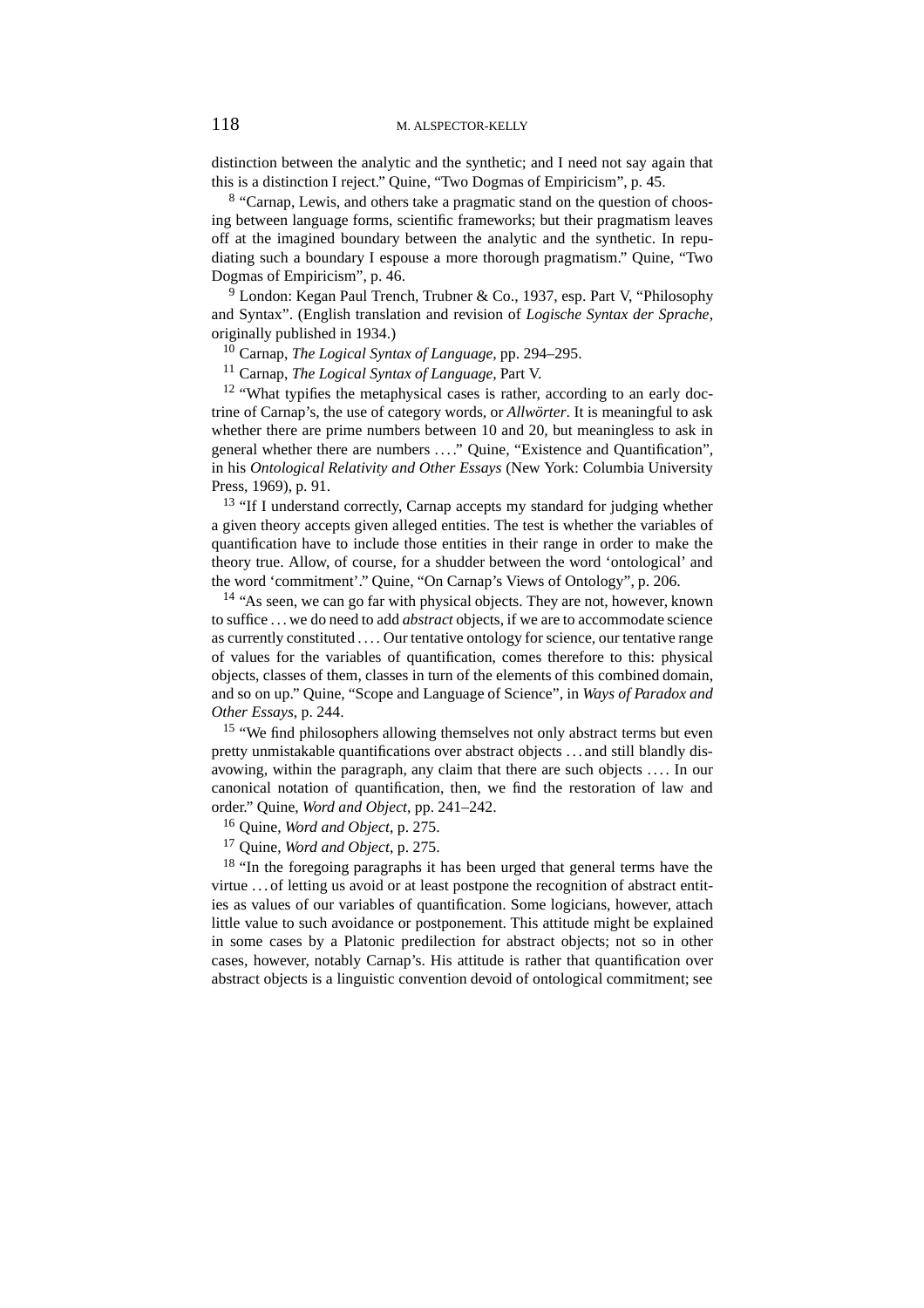distinction between the analytic and the synthetic; and I need not say again that this is a distinction I reject." Quine, "Two Dogmas of Empiricism", p. 45.

[8] "Carnap, Lewis, and others take a pragmatic stand on the question of choosing between language forms, scientific frameworks; but their pragmatism leaves off at the imagined boundary between the analytic and the synthetic. In repudiating such a boundary I espouse a more thorough pragmatism." Quine, "Two Dogmas of Empiricism", p. 46.

[9] London: Kegan Paul Trench, Trubner & Co., 1937, esp. Part V, "Philosophy and Syntax". (English translation and revision of *Logische Syntax der Sprache*, originally published in 1934.)

[10] Carnap, *The Logical Syntax of Language*, pp. 294–295.

[11] Carnap, *The Logical Syntax of Language*, Part V.

[12] "What typifies the metaphysical cases is rather, according to an early doctrine of Carnap's, the use of category words, or *Allwörter*. It is meaningful to ask whether there are prime numbers between 10 and 20, but meaningless to ask in general whether there are numbers ...." Quine, "Existence and Quantification", in his *Ontological Relativity and Other Essays* (New York: Columbia University Press, 1969), p. 91.

[13] "If I understand correctly, Carnap accepts my standard for judging whether a given theory accepts given alleged entities. The test is whether the variables of quantification have to include those entities in their range in order to make the theory true. Allow, of course, for a shudder between the word 'ontological' and the word 'commitment'." Quine, "On Carnap's Views of Ontology", p. 206.

[14] "As seen, we can go far with physical objects. They are not, however, known to suffice ... we do need to add *abstract* objects, if we are to accommodate science as currently constituted .... Our tentative ontology for science, our tentative range of values for the variables of quantification, comes therefore to this: physical objects, classes of them, classes in turn of the elements of this combined domain, and so on up." Quine, "Scope and Language of Science", in *Ways of Paradox and Other Essays*, p. 244.

[15] "We find philosophers allowing themselves not only abstract terms but even pretty unmistakable quantifications over abstract objects ... and still blandly disavowing, within the paragraph, any claim that there are such objects .... In our canonical notation of quantification, then, we find the restoration of law and order." Quine, *Word and Object*, pp. 241–242.

[16] Quine, *Word and Object*, p. 275.

[17] Quine, *Word and Object*, p. 275.

[18] "In the foregoing paragraphs it has been urged that general terms have the virtue ... of letting us avoid or at least postpone the recognition of abstract entities as values of our variables of quantification. Some logicians, however, attach little value to such avoidance or postponement. This attitude might be explained in some cases by a Platonic predilection for abstract objects; not so in other cases, however, notably Carnap's. His attitude is rather that quantification over abstract objects is a linguistic convention devoid of ontological commitment; see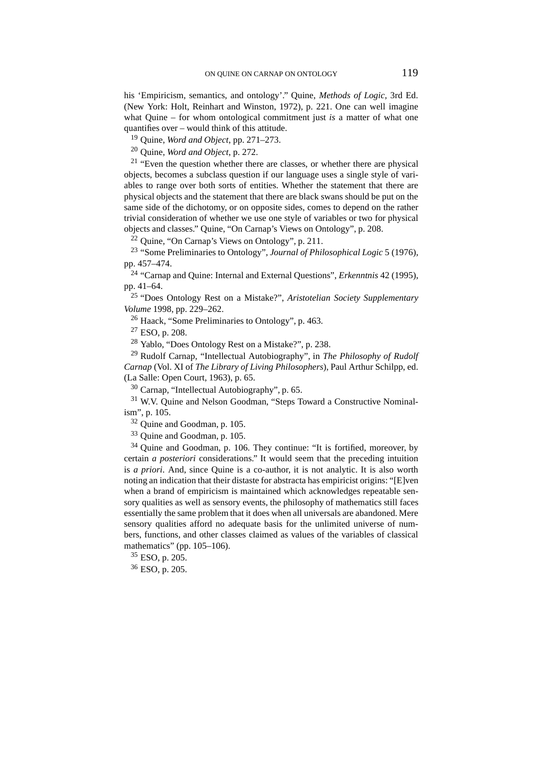his 'Empiricism, semantics, and ontology'." Quine, *Methods of Logic*, 3rd Ed. (New York: Holt, Reinhart and Winston, 1972), p. 221. One can well imagine what Quine – for whom ontological commitment just *is* a matter of what one quantifies over – would think of this attitude.

[19] Quine, *Word and Object*, pp. 271–273.

[20] Quine, *Word and Object*, p. 272.

[21] "Even the question whether there are classes, or whether there are physical objects, becomes a subclass question if our language uses a single style of variables to range over both sorts of entities. Whether the statement that there are physical objects and the statement that there are black swans should be put on the same side of the dichotomy, or on opposite sides, comes to depend on the rather trivial consideration of whether we use one style of variables or two for physical objects and classes." Quine, "On Carnap's Views on Ontology", p. 208.

[22] Quine, "On Carnap's Views on Ontology", p. 211.

[23] "Some Preliminaries to Ontology", *Journal of Philosophical Logic* 5 (1976), pp. 457–474.

[24] "Carnap and Quine: Internal and External Questions", *Erkenntnis* 42 (1995), pp. 41–64.

[25] "Does Ontology Rest on a Mistake?", *Aristotelian Society Supplementary Volume* 1998, pp. 229–262.

[26] Haack, "Some Preliminaries to Ontology", p. 463.

[27] ESO, p. 208.

[28] Yablo, "Does Ontology Rest on a Mistake?", p. 238.

[29] Rudolf Carnap, "Intellectual Autobiography", in *The Philosophy of Rudolf Carnap* (Vol. XI of *The Library of Living Philosophers*), Paul Arthur Schilpp, ed. (La Salle: Open Court, 1963), p. 65.

[30] Carnap, "Intellectual Autobiography", p. 65.

[31] W.V. Quine and Nelson Goodman, "Steps Toward a Constructive Nominalism", p. 105.

[32] Quine and Goodman, p. 105.

[33] Quine and Goodman, p. 105.

[34] Quine and Goodman, p. 106. They continue: "It is fortified, moreover, by certain *a posteriori* considerations." It would seem that the preceding intuition is *a priori*. And, since Quine is a co-author, it is not analytic. It is also worth noting an indication that their distaste for abstracta has empiricist origins: "[E]ven when a brand of empiricism is maintained which acknowledges repeatable sensory qualities as well as sensory events, the philosophy of mathematics still faces essentially the same problem that it does when all universals are abandoned. Mere sensory qualities afford no adequate basis for the unlimited universe of numbers, functions, and other classes claimed as values of the variables of classical mathematics" (pp. 105–106).

[35] ESO, p. 205.

[36] ESO, p. 205.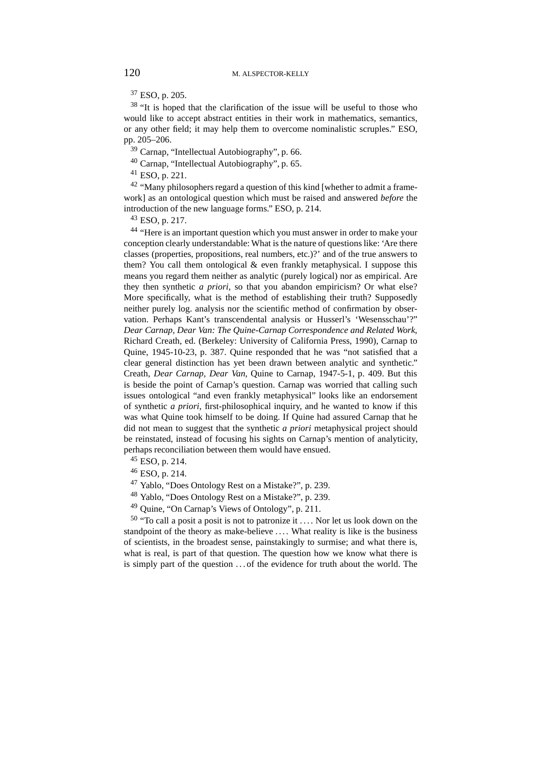[37] ESO, p. 205.

[38] "It is hoped that the clarification of the issue will be useful to those who would like to accept abstract entities in their work in mathematics, semantics, or any other field; it may help them to overcome nominalistic scruples." ESO, pp. 205–206.

[39] Carnap, "Intellectual Autobiography", p. 66.

[40] Carnap, "Intellectual Autobiography", p. 65.

[41] ESO, p. 221.

[42] "Many philosophers regard a question of this kind [whether to admit a framework] as an ontological question which must be raised and answered *before* the introduction of the new language forms." ESO, p. 214.

[43] ESO, p. 217.

[44] "Here is an important question which you must answer in order to make your conception clearly understandable: What is the nature of questions like: 'Are there classes (properties, propositions, real numbers, etc.)?' and of the true answers to them? You call them ontological & even frankly metaphysical. I suppose this means you regard them neither as analytic (purely logical) nor as empirical. Are they then synthetic *a priori*, so that you abandon empiricism? Or what else? More specifically, what is the method of establishing their truth? Supposedly neither purely log. analysis nor the scientific method of confirmation by observation. Perhaps Kant's transcendental analysis or Husserl's 'Wesensschau'?" *Dear Carnap, Dear Van: The Quine-Carnap Correspondence and Related Work*, Richard Creath, ed. (Berkeley: University of California Press, 1990), Carnap to Quine, 1945-10-23, p. 387. Quine responded that he was "not satisfied that a clear general distinction has yet been drawn between analytic and synthetic." Creath, *Dear Carnap, Dear Van*, Quine to Carnap, 1947-5-1, p. 409. But this is beside the point of Carnap's question. Carnap was worried that calling such issues ontological "and even frankly metaphysical" looks like an endorsement of synthetic *a priori*, first-philosophical inquiry, and he wanted to know if this was what Quine took himself to be doing. If Quine had assured Carnap that he did not mean to suggest that the synthetic *a priori* metaphysical project should be reinstated, instead of focusing his sights on Carnap's mention of analyticity, perhaps reconciliation between them would have ensued.

[45] ESO, p. 214.

[46] ESO, p. 214.

[47] Yablo, "Does Ontology Rest on a Mistake?", p. 239.

[48] Yablo, "Does Ontology Rest on a Mistake?", p. 239.

[49] Quine, "On Carnap's Views of Ontology", p. 211.

[50] "To call a posit a posit is not to patronize it .... Nor let us look down on the standpoint of the theory as make-believe .... What reality is like is the business of scientists, in the broadest sense, painstakingly to surmise; and what there is, what is real, is part of that question. The question how we know what there is is simply part of the question ... of the evidence for truth about the world. The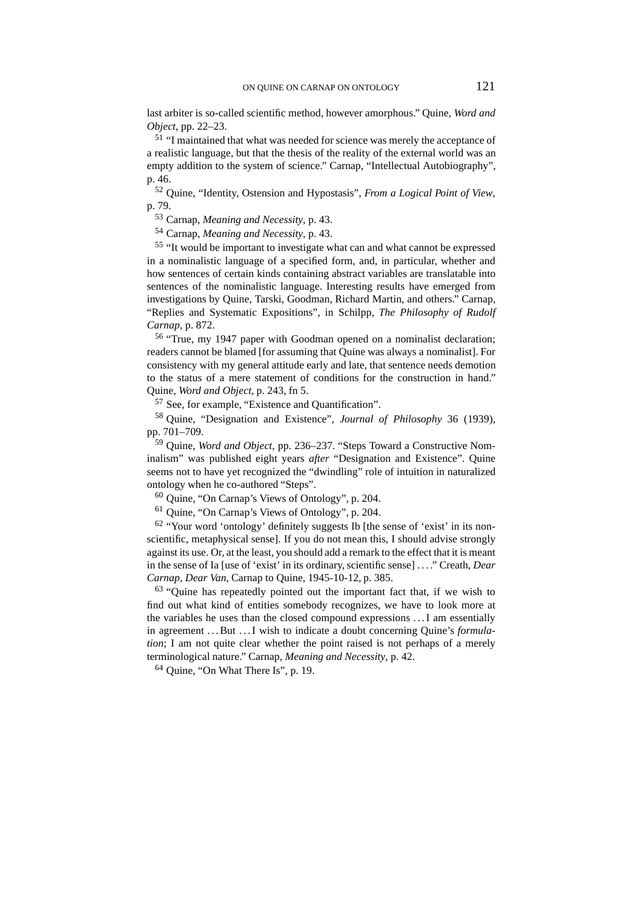last arbiter is so-called scientific method, however amorphous." Quine, *Word and Object*, pp. 22–23.

[51] "I maintained that what was needed for science was merely the acceptance of a realistic language, but that the thesis of the reality of the external world was an empty addition to the system of science." Carnap, "Intellectual Autobiography", p. 46.

[52] Quine, "Identity, Ostension and Hypostasis", *From a Logical Point of View*, p. 79.

[53] Carnap, *Meaning and Necessity*, p. 43.

[54] Carnap, *Meaning and Necessity*, p. 43.

[55] "It would be important to investigate what can and what cannot be expressed in a nominalistic language of a specified form, and, in particular, whether and how sentences of certain kinds containing abstract variables are translatable into sentences of the nominalistic language. Interesting results have emerged from investigations by Quine, Tarski, Goodman, Richard Martin, and others." Carnap, "Replies and Systematic Expositions", in Schilpp, *The Philosophy of Rudolf Carnap*, p. 872.

[56] "True, my 1947 paper with Goodman opened on a nominalist declaration; readers cannot be blamed [for assuming that Quine was always a nominalist]. For consistency with my general attitude early and late, that sentence needs demotion to the status of a mere statement of conditions for the construction in hand." Quine, *Word and Object*, p. 243, fn 5.

[57] See, for example, "Existence and Quantification".

[58] Quine, "Designation and Existence", *Journal of Philosophy* 36 (1939), pp. 701–709.

[59] Quine, *Word and Object*, pp. 236–237. "Steps Toward a Constructive Nominalism" was published eight years *after* "Designation and Existence". Quine seems not to have yet recognized the "dwindling" role of intuition in naturalized ontology when he co-authored "Steps".

[60] Quine, "On Carnap's Views of Ontology", p. 204.

[61] Quine, "On Carnap's Views of Ontology", p. 204.

[62] "Your word 'ontology' definitely suggests Ib [the sense of 'exist' in its non-scientific, metaphysical sense]. If you do not mean this, I should advise strongly against its use. Or, at the least, you should add a remark to the effect that it is meant in the sense of Ia [use of 'exist' in its ordinary, scientific sense] . . . ." Creath, *Dear Carnap, Dear Van*, Carnap to Quine, 1945-10-12, p. 385.

[63] "Quine has repeatedly pointed out the important fact that, if we wish to find out what kind of entities somebody recognizes, we have to look more at the variables he uses than the closed compound expressions . . . I am essentially in agreement . . . But . . . I wish to indicate a doubt concerning Quine's *formulation*; I am not quite clear whether the point raised is not perhaps of a merely terminological nature." Carnap, *Meaning and Necessity*, p. 42.

[64] Quine, "On What There Is", p. 19.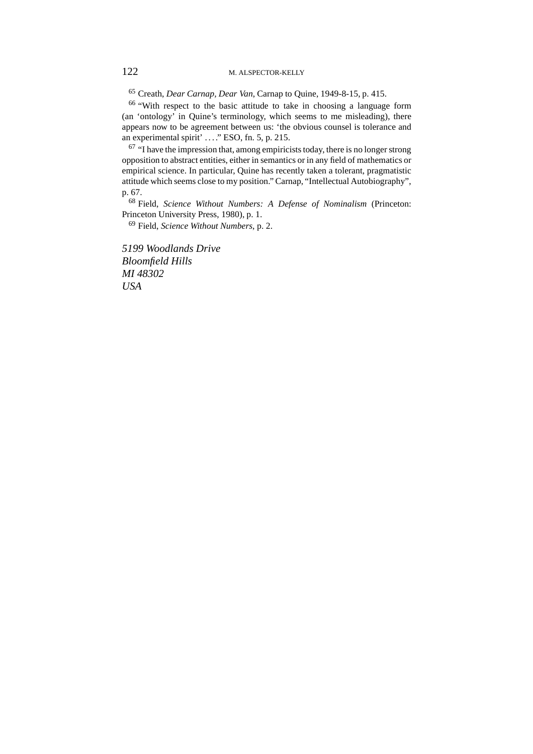[65] Creath, *Dear Carnap, Dear Van*, Carnap to Quine, 1949-8-15, p. 415.

[66] "With respect to the basic attitude to take in choosing a language form (an 'ontology' in Quine's terminology, which seems to me misleading), there appears now to be agreement between us: 'the obvious counsel is tolerance and an experimental spirit' ...." ESO, fn. 5, p. 215.

[67] "I have the impression that, among empiricists today, there is no longer strong opposition to abstract entities, either in semantics or in any field of mathematics or empirical science. In particular, Quine has recently taken a tolerant, pragmatistic attitude which seems close to my position." Carnap, "Intellectual Autobiography", p. 67.

[68] Field, *Science Without Numbers: A Defense of Nominalism* (Princeton: Princeton University Press, 1980), p. 1.

[69] Field, *Science Without Numbers*, p. 2.

*5199 Woodlands Drive*
*Bloomfield Hills*
*MI 48302*
*USA*